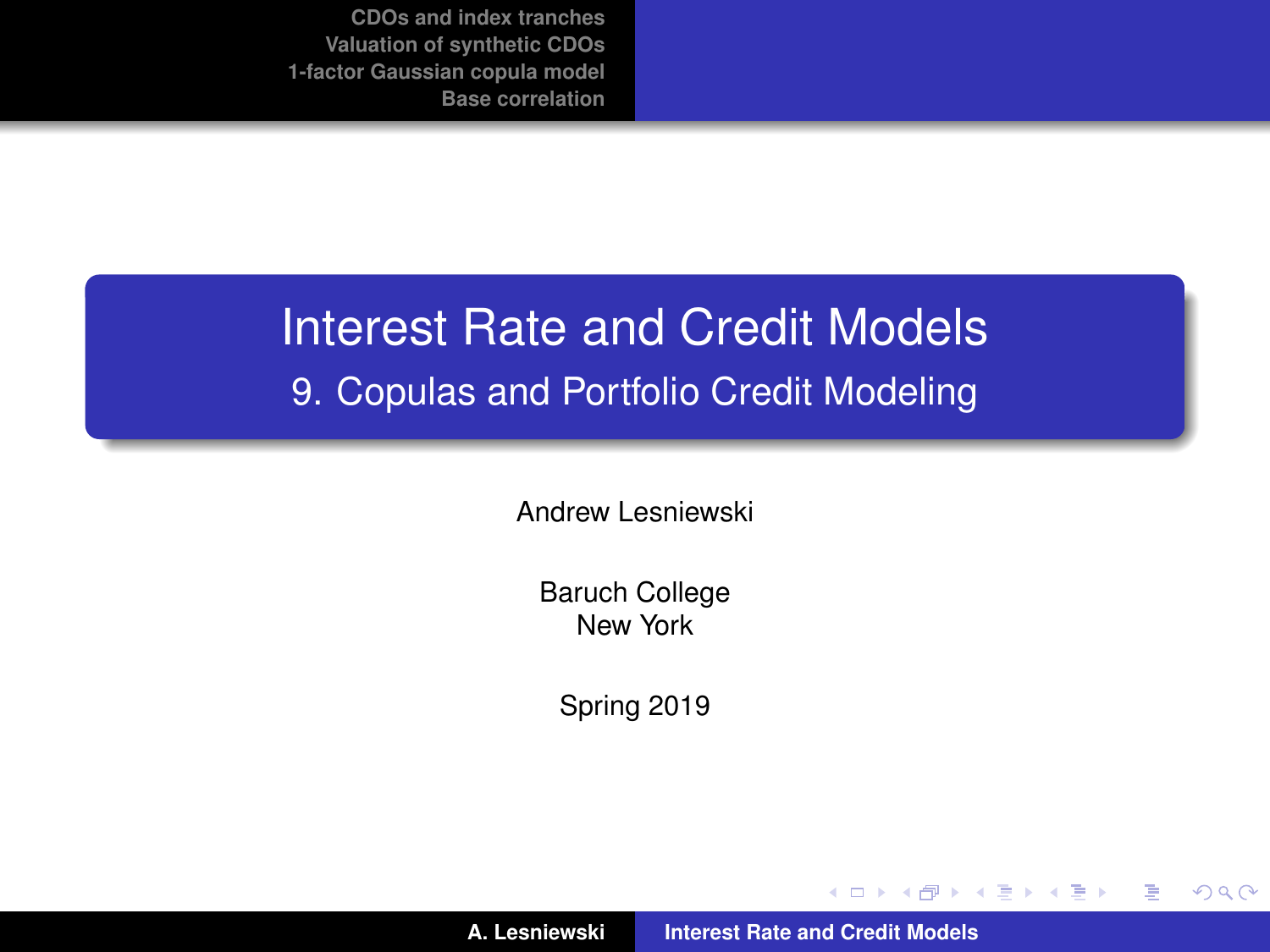# Interest Rate and Credit Models

## 9. Copulas and Portfolio Credit Modeling

Andrew Lesniewski

Baruch College
New York

Spring 2019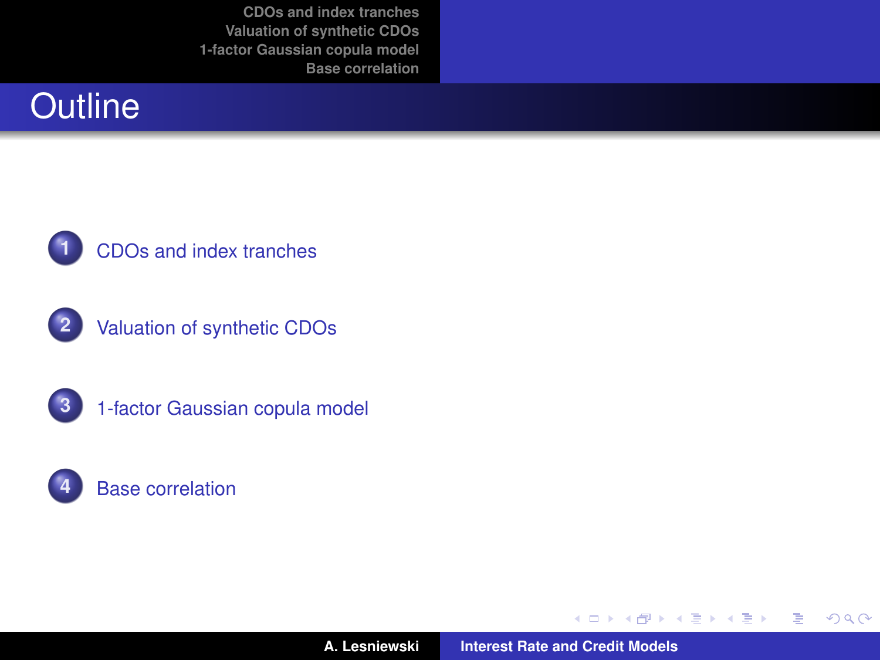# Outline

1. CDOs and index tranches
2. Valuation of synthetic CDOs
3. 1-factor Gaussian copula model
4. Base correlation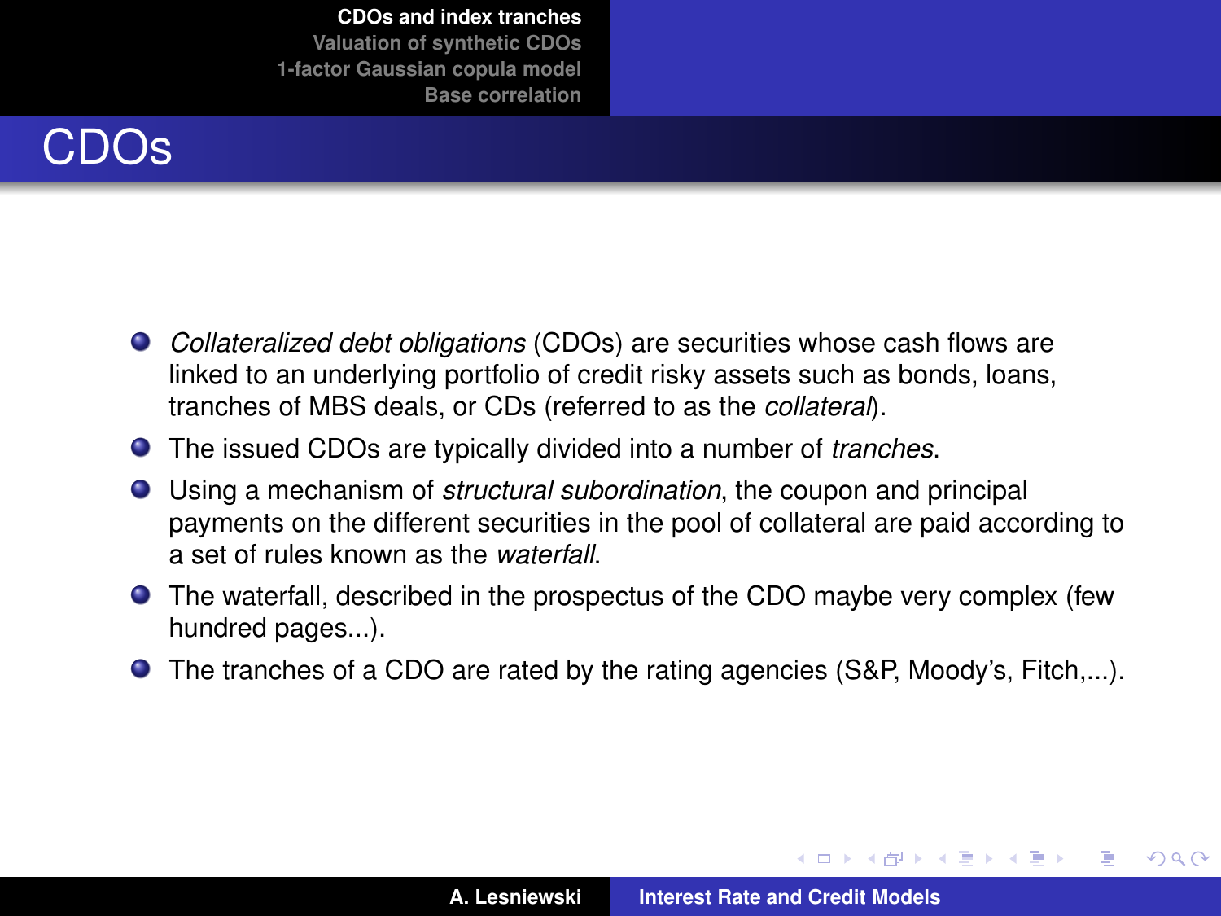# CDOs

- *Collateralized debt obligations* (CDOs) are securities whose cash flows are linked to an underlying portfolio of credit risky assets such as bonds, loans, tranches of MBS deals, or CDs (referred to as the *collateral*).
- The issued CDOs are typically divided into a number of *tranches*.
- Using a mechanism of *structural subordination*, the coupon and principal payments on the different securities in the pool of collateral are paid according to a set of rules known as the *waterfall*.
- The waterfall, described in the prospectus of the CDO maybe very complex (few hundred pages...).
- The tranches of a CDO are rated by the rating agencies (S&P, Moody's, Fitch,...).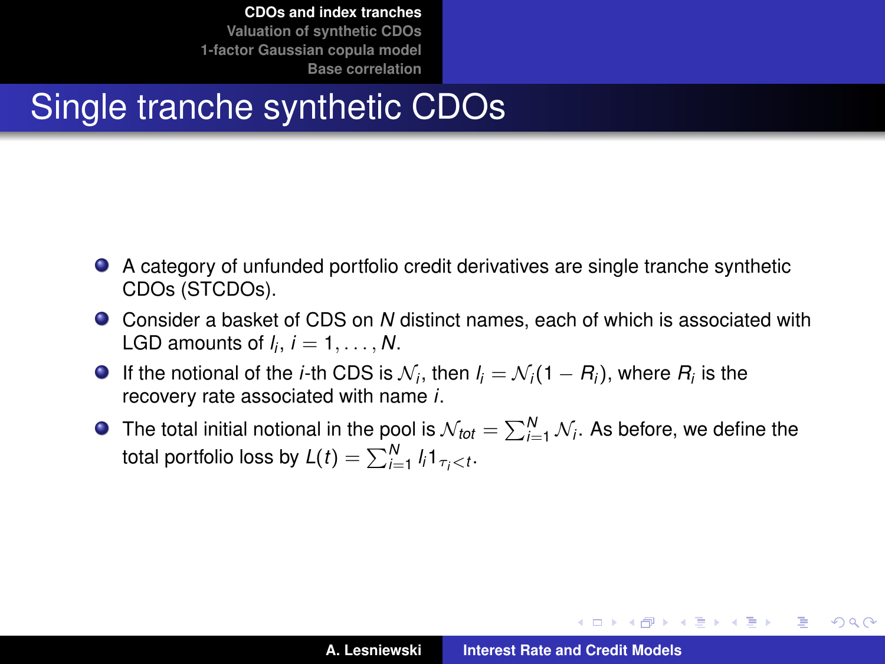# Single tranche synthetic CDOs

- A category of unfunded portfolio credit derivatives are single tranche synthetic CDOs (STCDOs).
- Consider a basket of CDS on $N$ distinct names, each of which is associated with LGD amounts of $l_i$, $i = 1, \ldots, N$.
- If the notional of the $i$-th CDS is $\mathcal{N}_i$, then $l_i = \mathcal{N}_i(1 - R_i)$, where $R_i$ is the recovery rate associated with name $i$.
- The total initial notional in the pool is $\mathcal{N}_{tot} = \sum_{i=1}^{N} \mathcal{N}_i$. As before, we define the total portfolio loss by $L(t) = \sum_{i=1}^{N} l_i 1_{\tau_i < t}$.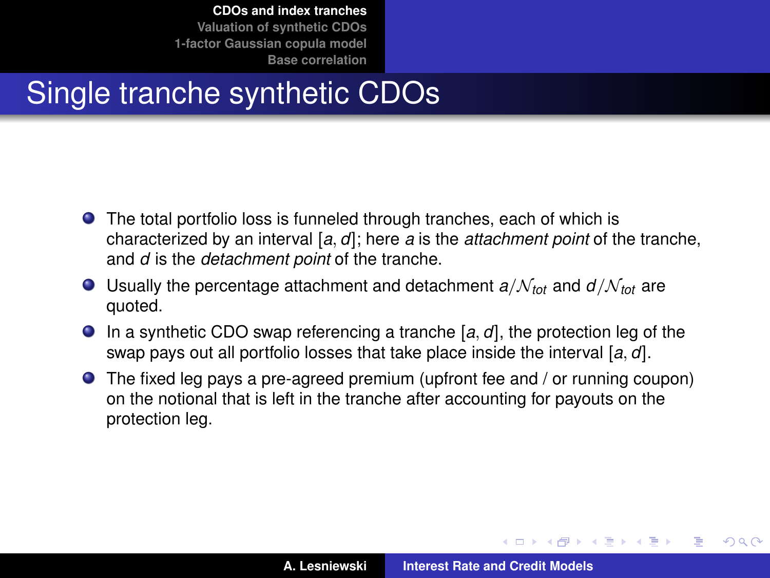# Single tranche synthetic CDOs

- The total portfolio loss is funneled through tranches, each of which is characterized by an interval $[a, d]$; here $a$ is the *attachment point* of the tranche, and $d$ is the *detachment point* of the tranche.
- Usually the percentage attachment and detachment $a/\mathcal{N}_{tot}$ and $d/\mathcal{N}_{tot}$ are quoted.
- In a synthetic CDO swap referencing a tranche $[a, d]$, the protection leg of the swap pays out all portfolio losses that take place inside the interval $[a, d]$.
- The fixed leg pays a pre-agreed premium (upfront fee and / or running coupon) on the notional that is left in the tranche after accounting for payouts on the protection leg.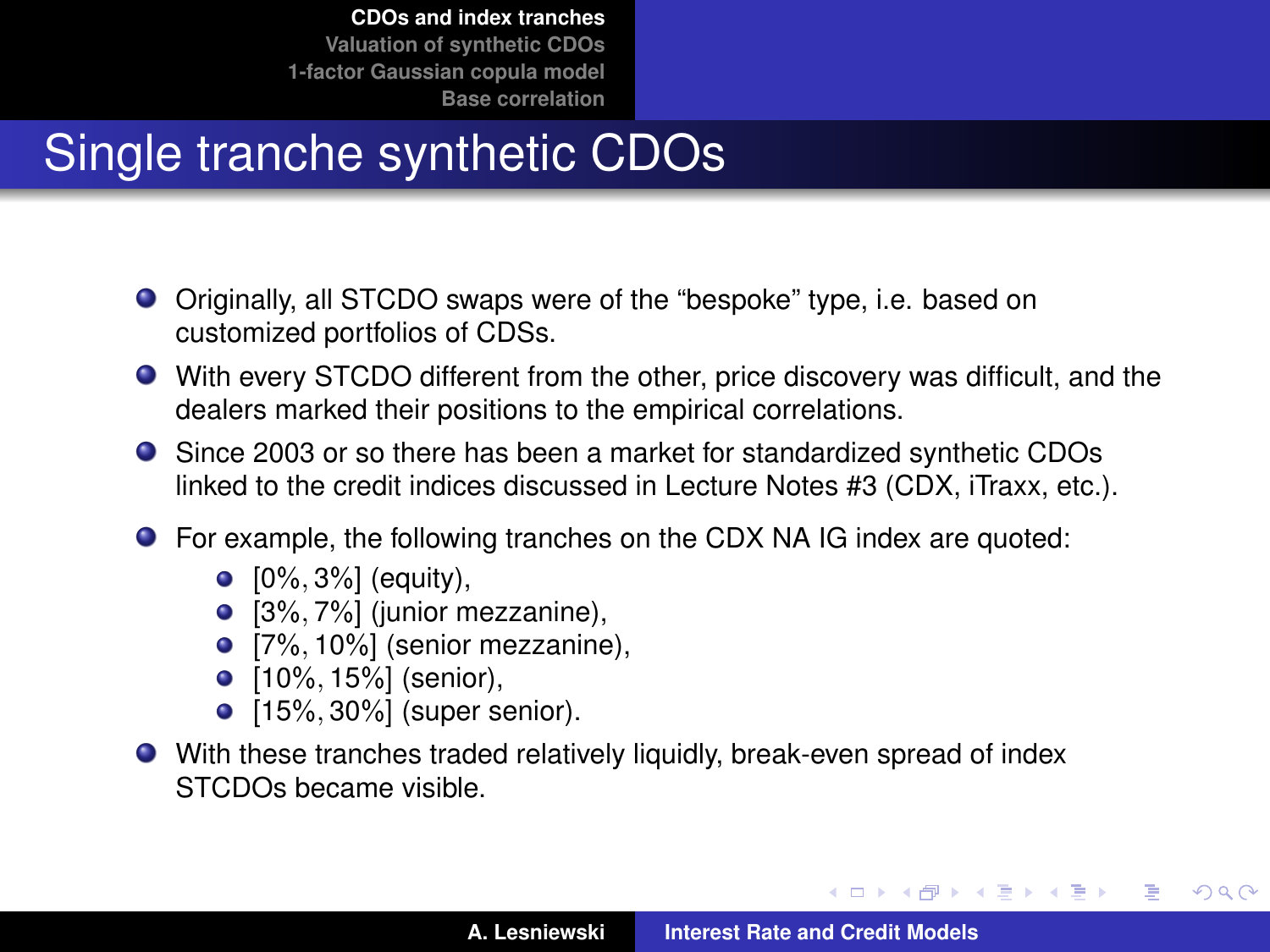# Single tranche synthetic CDOs

- Originally, all STCDO swaps were of the "bespoke" type, i.e. based on customized portfolios of CDSs.
- With every STCDO different from the other, price discovery was difficult, and the dealers marked their positions to the empirical correlations.
- Since 2003 or so there has been a market for standardized synthetic CDOs linked to the credit indices discussed in Lecture Notes #3 (CDX, iTraxx, etc.).
- For example, the following tranches on the CDX NA IG index are quoted:
  - $[0\%, 3\%]$ (equity),
  - $[3\%, 7\%]$ (junior mezzanine),
  - $[7\%, 10\%]$ (senior mezzanine),
  - $[10\%, 15\%]$ (senior),
  - $[15\%, 30\%]$ (super senior).
- With these tranches traded relatively liquidly, break-even spread of index STCDOs became visible.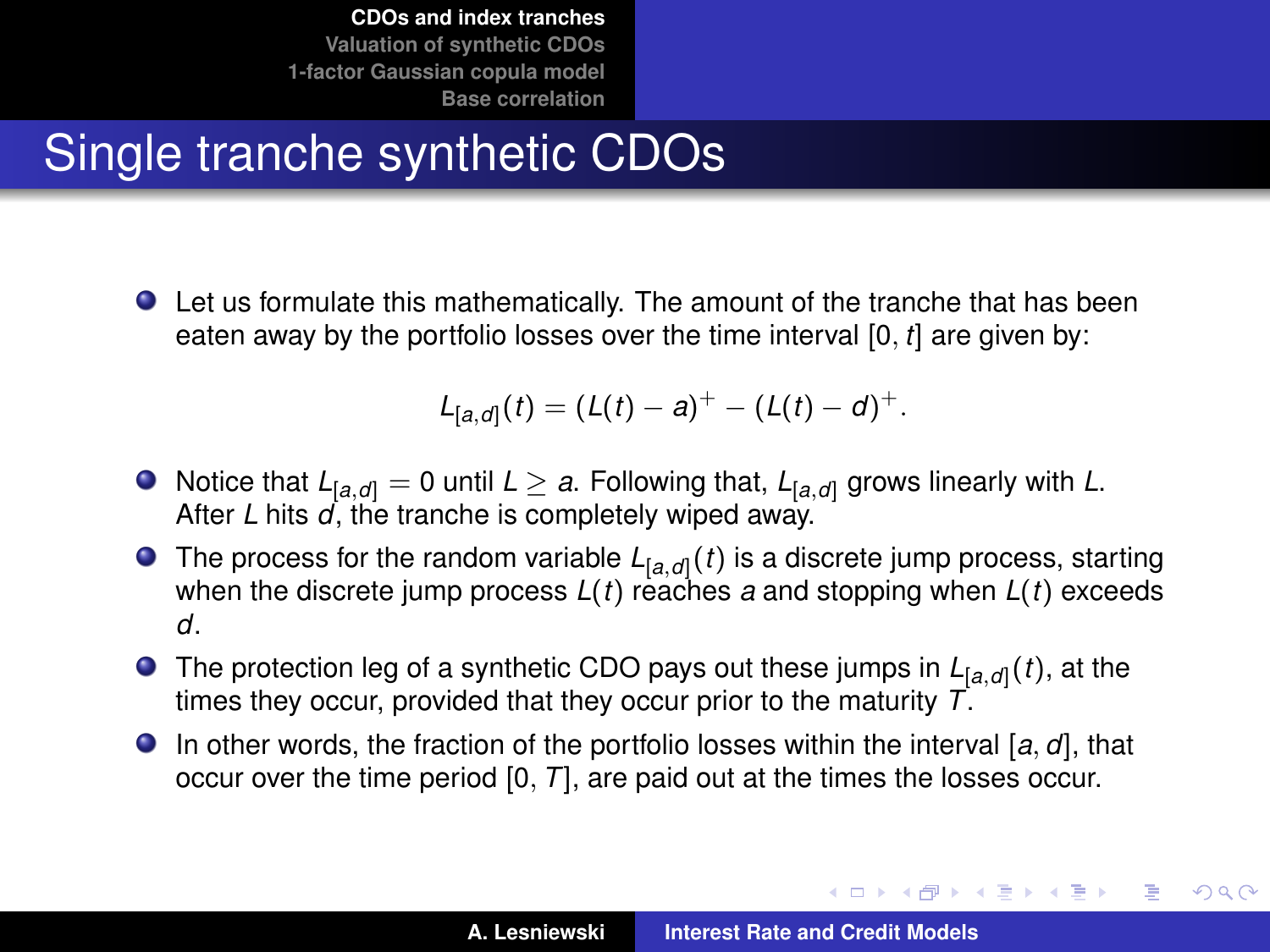# Single tranche synthetic CDOs

- Let us formulate this mathematically. The amount of the tranche that has been eaten away by the portfolio losses over the time interval $[0, t]$ are given by:

$$L_{[a,d]}(t) = (L(t) - a)^{+} - (L(t) - d)^{+}.$$

- Notice that $L_{[a,d]} = 0$ until $L \geq a$. Following that, $L_{[a,d]}$ grows linearly with $L$. After $L$ hits $d$, the tranche is completely wiped away.
- The process for the random variable $L_{[a,d]}(t)$ is a discrete jump process, starting when the discrete jump process $L(t)$ reaches $a$ and stopping when $L(t)$ exceeds $d$.
- The protection leg of a synthetic CDO pays out these jumps in $L_{[a,d]}(t)$, at the times they occur, provided that they occur prior to the maturity $T$.
- In other words, the fraction of the portfolio losses within the interval $[a, d]$, that occur over the time period $[0, T]$, are paid out at the times the losses occur.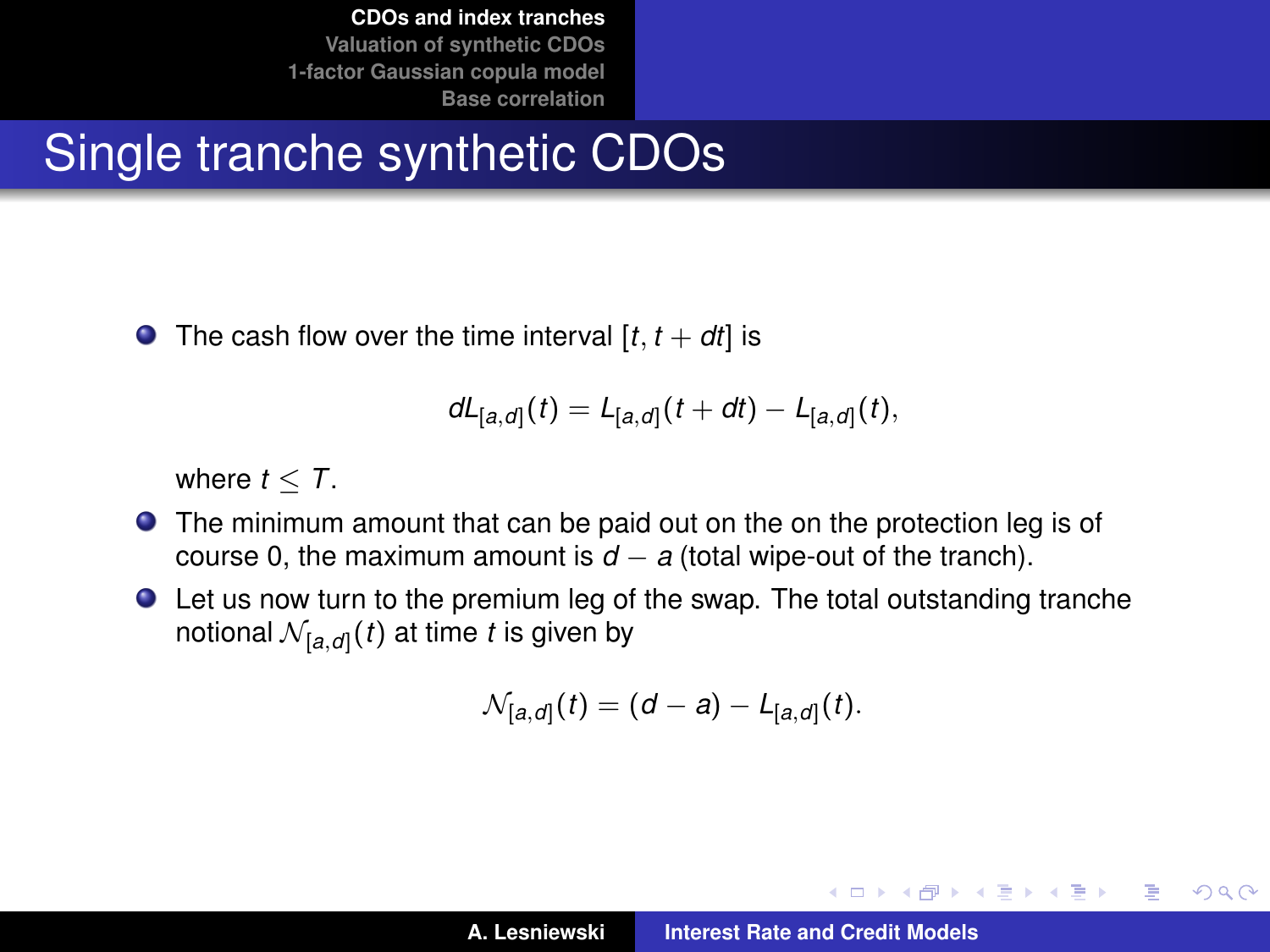# Single tranche synthetic CDOs

- The cash flow over the time interval $[t, t + dt]$ is

$$dL_{[a,d]}(t) = L_{[a,d]}(t + dt) - L_{[a,d]}(t),$$

  where $t \leq T$.

- The minimum amount that can be paid out on the on the protection leg is of course 0, the maximum amount is $d - a$ (total wipe-out of the tranch).
- Let us now turn to the premium leg of the swap. The total outstanding tranche notional $\mathcal{N}_{[a,d]}(t)$ at time $t$ is given by

$$\mathcal{N}_{[a,d]}(t) = (d - a) - L_{[a,d]}(t).$$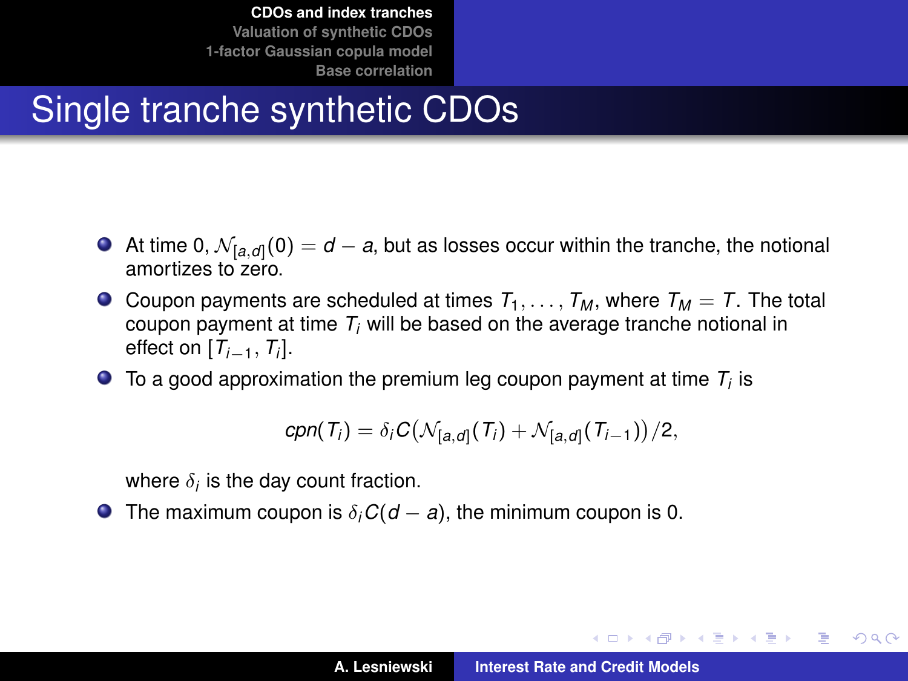# Single tranche synthetic CDOs

- At time 0, $\mathcal{N}_{[a,d]}(0) = d - a$, but as losses occur within the tranche, the notional amortizes to zero.
- Coupon payments are scheduled at times $T_1, \ldots, T_M$, where $T_M = T$. The total coupon payment at time $T_i$ will be based on the average tranche notional in effect on $[T_{i-1}, T_i]$.
- To a good approximation the premium leg coupon payment at time $T_i$ is

$$cpn(T_i) = \delta_i C\big(\mathcal{N}_{[a,d]}(T_i) + \mathcal{N}_{[a,d]}(T_{i-1})\big)/2,$$

  where $\delta_i$ is the day count fraction.
- The maximum coupon is $\delta_i C(d - a)$, the minimum coupon is 0.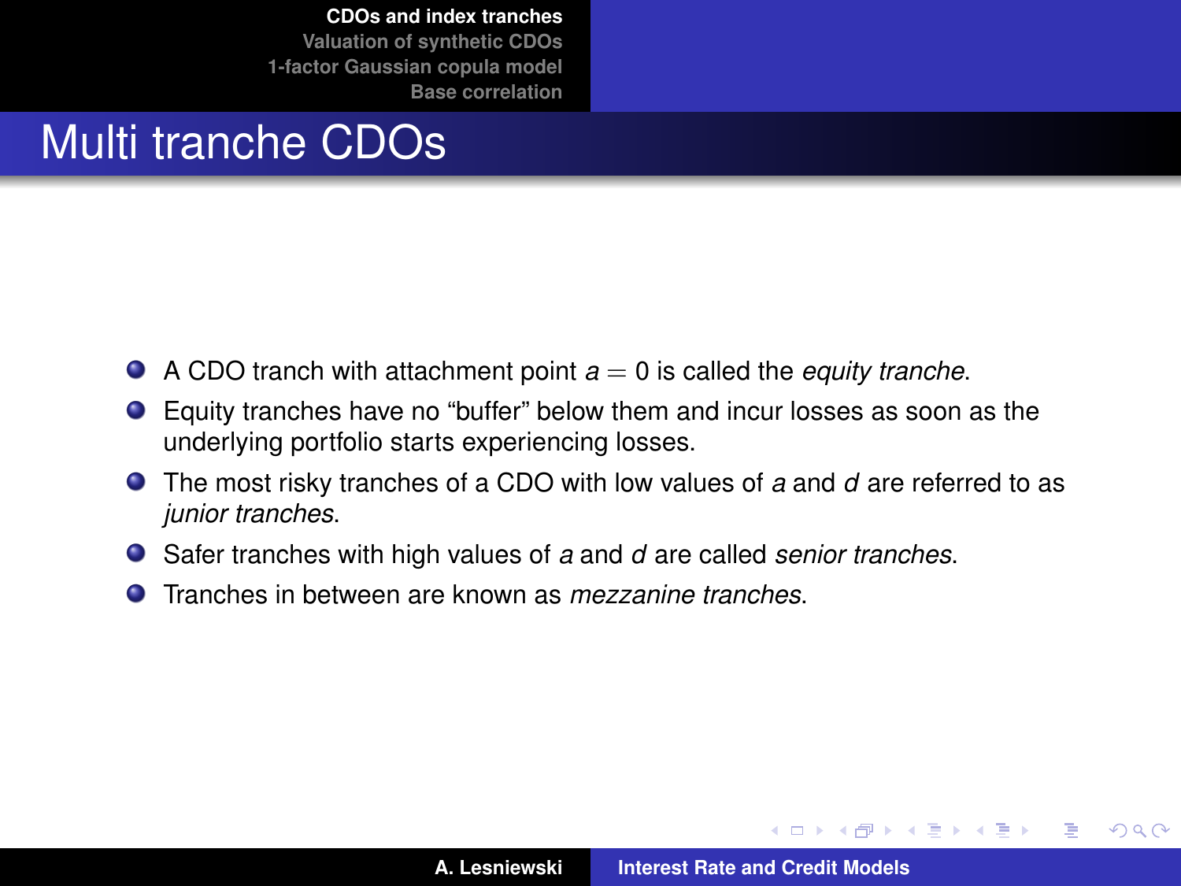# Multi tranche CDOs

- A CDO tranch with attachment point $a = 0$ is called the *equity tranche*.
- Equity tranches have no “buffer” below them and incur losses as soon as the underlying portfolio starts experiencing losses.
- The most risky tranches of a CDO with low values of $a$ and $d$ are referred to as *junior tranches*.
- Safer tranches with high values of $a$ and $d$ are called *senior tranches*.
- Tranches in between are known as *mezzanine tranches*.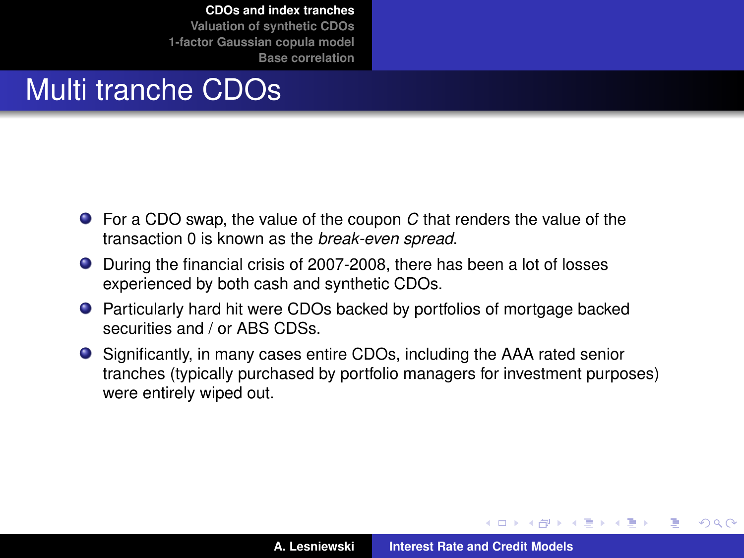# Multi tranche CDOs

- For a CDO swap, the value of the coupon $C$ that renders the value of the transaction 0 is known as the *break-even spread*.
- During the financial crisis of 2007-2008, there has been a lot of losses experienced by both cash and synthetic CDOs.
- Particularly hard hit were CDOs backed by portfolios of mortgage backed securities and / or ABS CDSs.
- Significantly, in many cases entire CDOs, including the AAA rated senior tranches (typically purchased by portfolio managers for investment purposes) were entirely wiped out.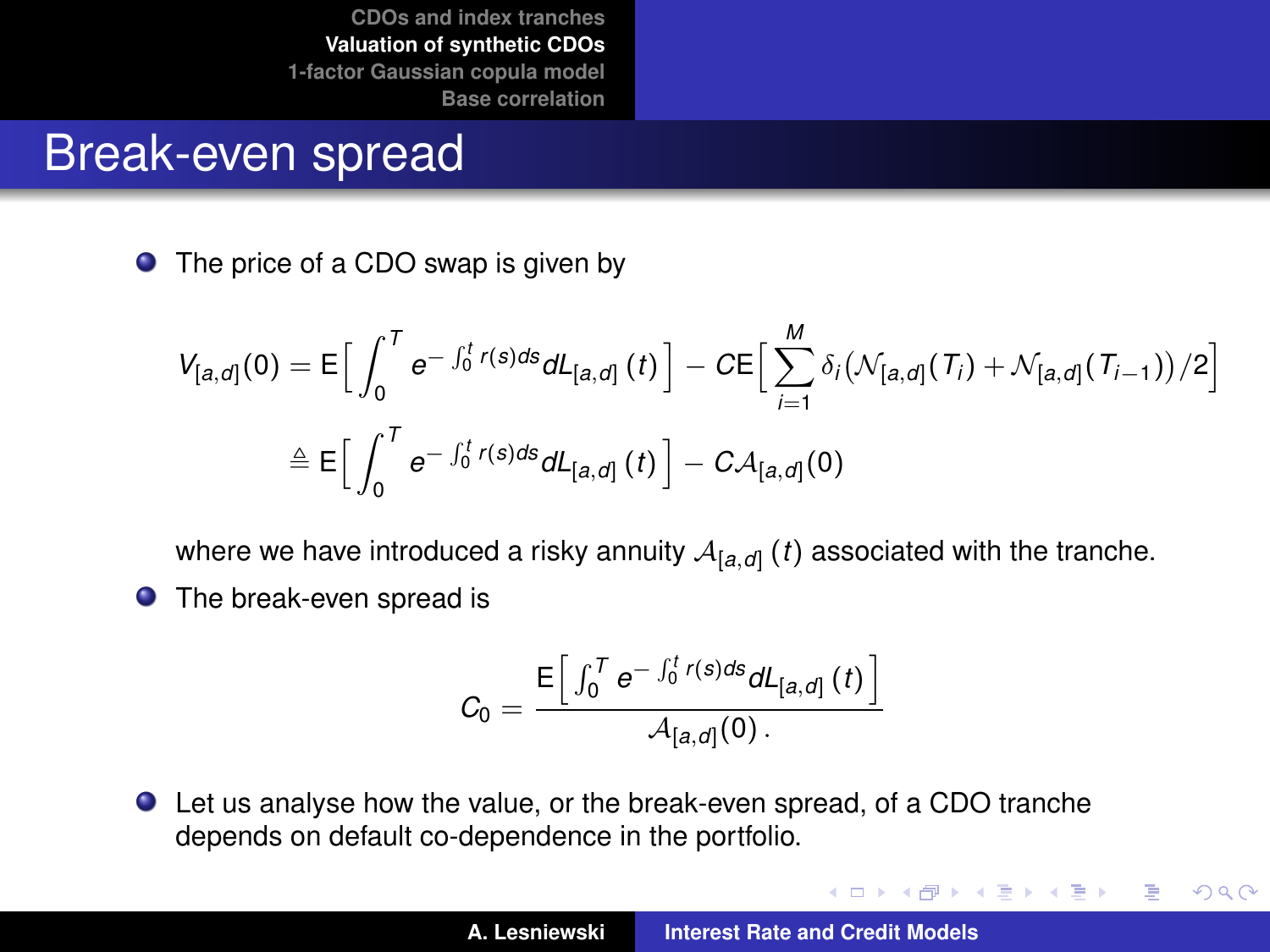# Break-even spread

- The price of a CDO swap is given by

$$
\begin{aligned}
V_{[a,d]}(0) &= \mathrm{E}\Big[\int_0^T e^{-\int_0^t r(s)ds} dL_{[a,d]}(t)\Big] - C\mathrm{E}\Big[\sum_{i=1}^{M} \delta_i \big(\mathcal{N}_{[a,d]}(T_i) + \mathcal{N}_{[a,d]}(T_{i-1})\big)/2\Big] \\
&\triangleq \mathrm{E}\Big[\int_0^T e^{-\int_0^t r(s)ds} dL_{[a,d]}(t)\Big] - C\mathcal{A}_{[a,d]}(0)
\end{aligned}
$$

  where we have introduced a risky annuity $\mathcal{A}_{[a,d]}(t)$ associated with the tranche.

- The break-even spread is

$$
C_0 = \frac{\mathrm{E}\Big[\int_0^T e^{-\int_0^t r(s)ds} dL_{[a,d]}(t)\Big]}{\mathcal{A}_{[a,d]}(0)}.
$$

- Let us analyse how the value, or the break-even spread, of a CDO tranche depends on default co-dependence in the portfolio.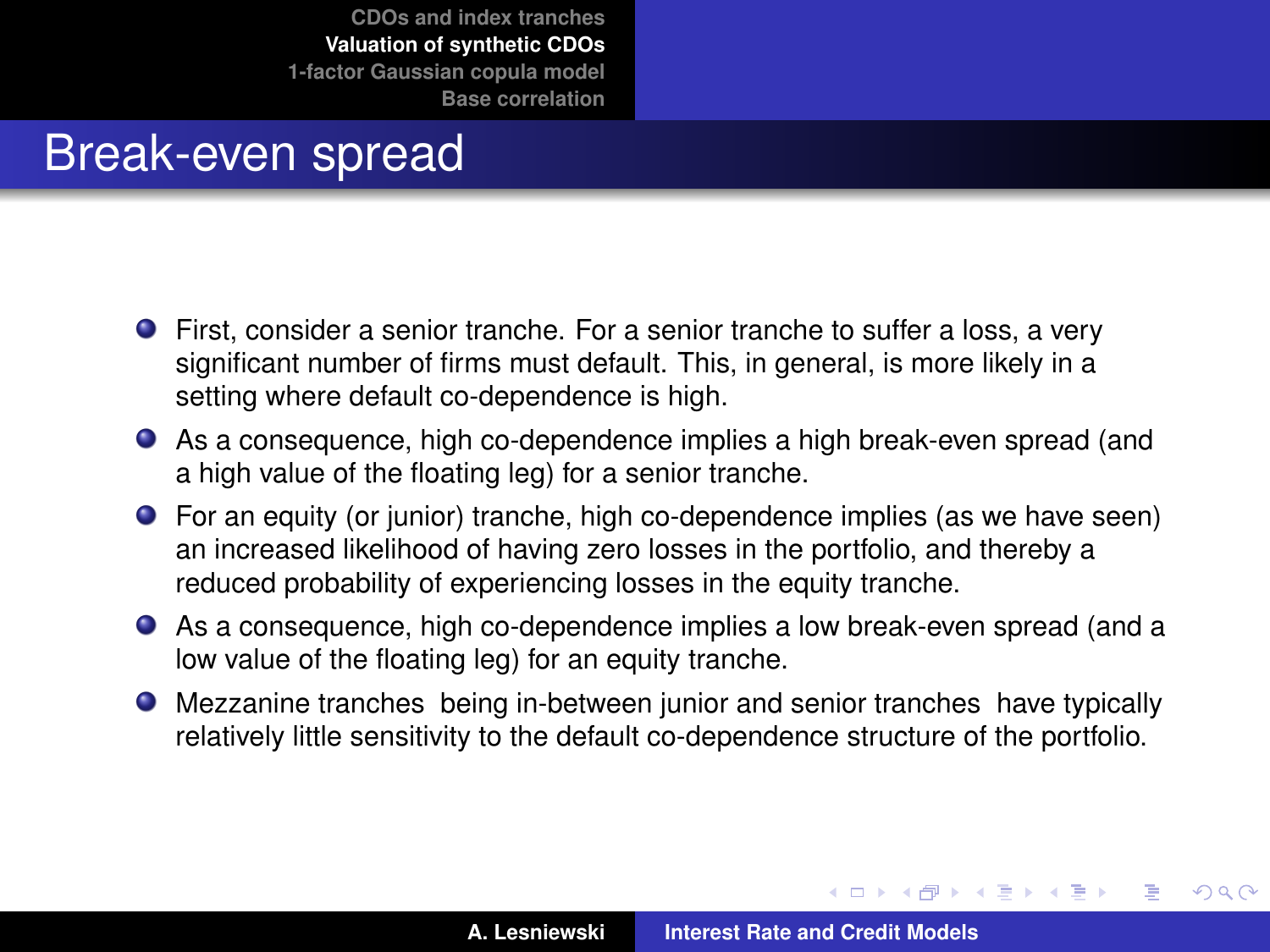# Break-even spread

- First, consider a senior tranche. For a senior tranche to suffer a loss, a very significant number of firms must default. This, in general, is more likely in a setting where default co-dependence is high.
- As a consequence, high co-dependence implies a high break-even spread (and a high value of the floating leg) for a senior tranche.
- For an equity (or junior) tranche, high co-dependence implies (as we have seen) an increased likelihood of having zero losses in the portfolio, and thereby a reduced probability of experiencing losses in the equity tranche.
- As a consequence, high co-dependence implies a low break-even spread (and a low value of the floating leg) for an equity tranche.
- Mezzanine tranches being in-between junior and senior tranches have typically relatively little sensitivity to the default co-dependence structure of the portfolio.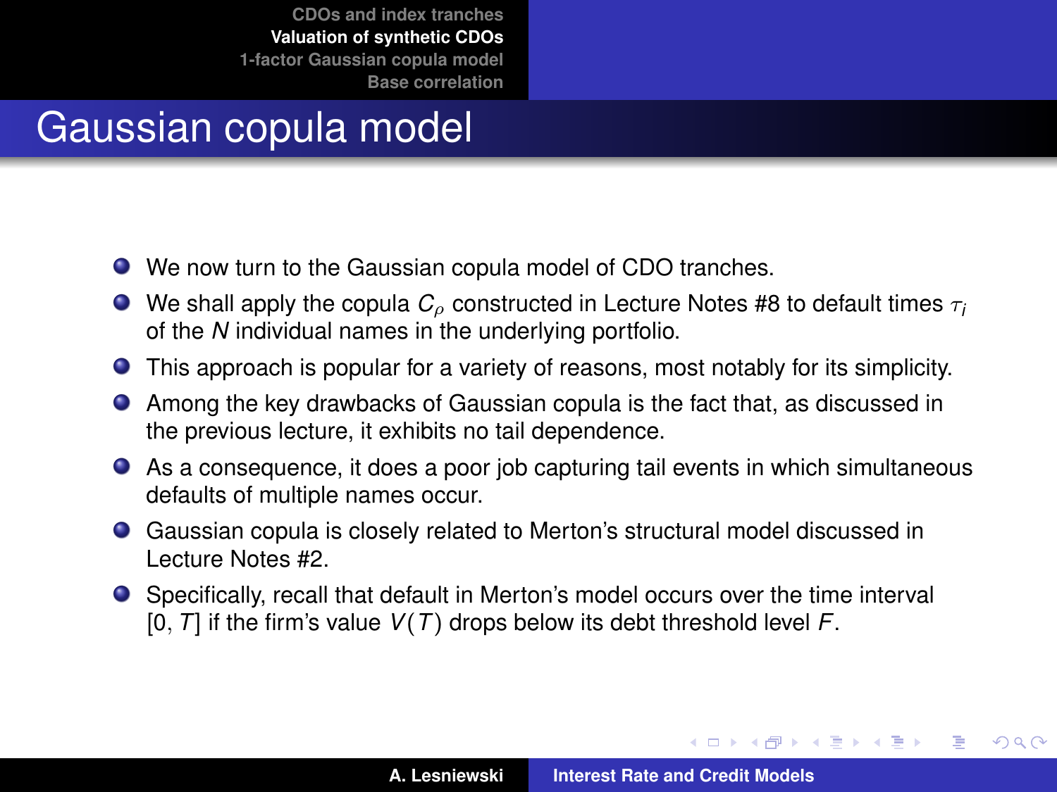# Gaussian copula model

- We now turn to the Gaussian copula model of CDO tranches.
- We shall apply the copula $C_\rho$ constructed in Lecture Notes #8 to default times $\tau_i$ of the $N$ individual names in the underlying portfolio.
- This approach is popular for a variety of reasons, most notably for its simplicity.
- Among the key drawbacks of Gaussian copula is the fact that, as discussed in the previous lecture, it exhibits no tail dependence.
- As a consequence, it does a poor job capturing tail events in which simultaneous defaults of multiple names occur.
- Gaussian copula is closely related to Merton's structural model discussed in Lecture Notes #2.
- Specifically, recall that default in Merton's model occurs over the time interval $[0, T]$ if the firm's value $V(T)$ drops below its debt threshold level $F$.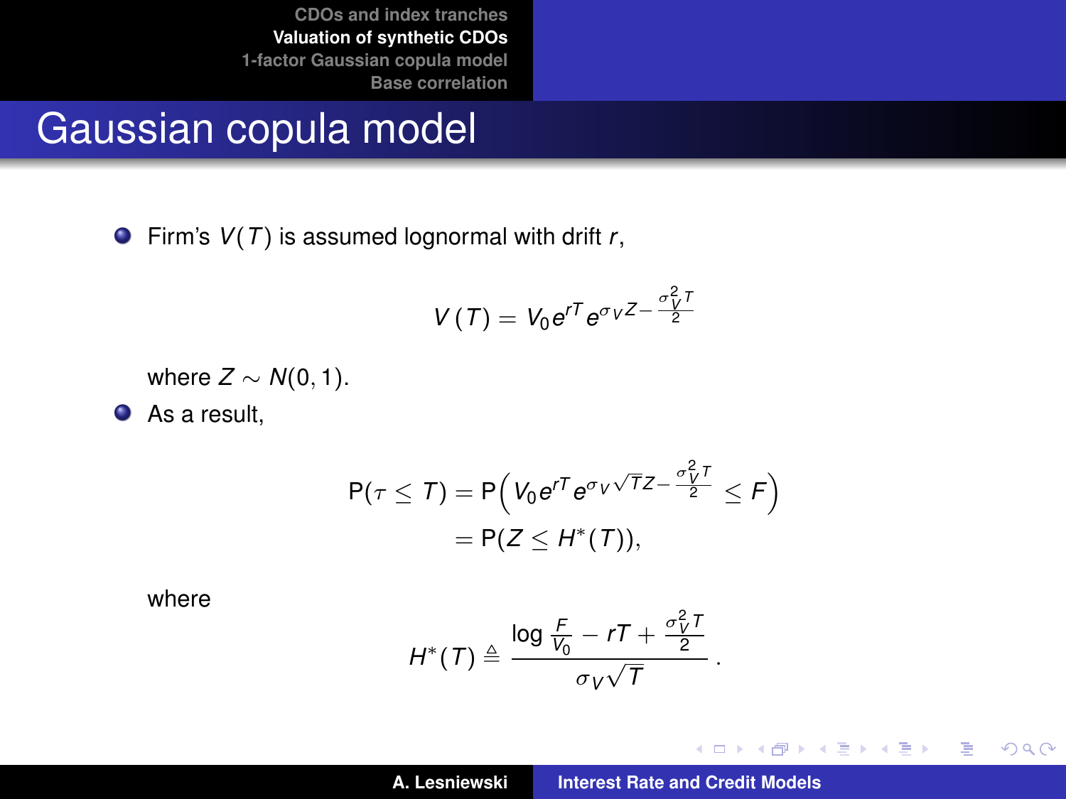# Gaussian copula model

- Firm's $V(T)$ is assumed lognormal with drift $r$,

$$V(T) = V_0 e^{rT} e^{\sigma_V Z - \frac{\sigma_V^2 T}{2}}$$

  where $Z \sim N(0,1)$.

- As a result,

$$\begin{aligned} \mathrm{P}(\tau \leq T) &= \mathrm{P}\Big(V_0 e^{rT} e^{\sigma_V \sqrt{T} Z - \frac{\sigma_V^2 T}{2}} \leq F\Big) \\ &= \mathrm{P}(Z \leq H^*(T)), \end{aligned}$$

  where

$$H^*(T) \triangleq \frac{\log \frac{F}{V_0} - rT + \frac{\sigma_V^2 T}{2}}{\sigma_V \sqrt{T}}.$$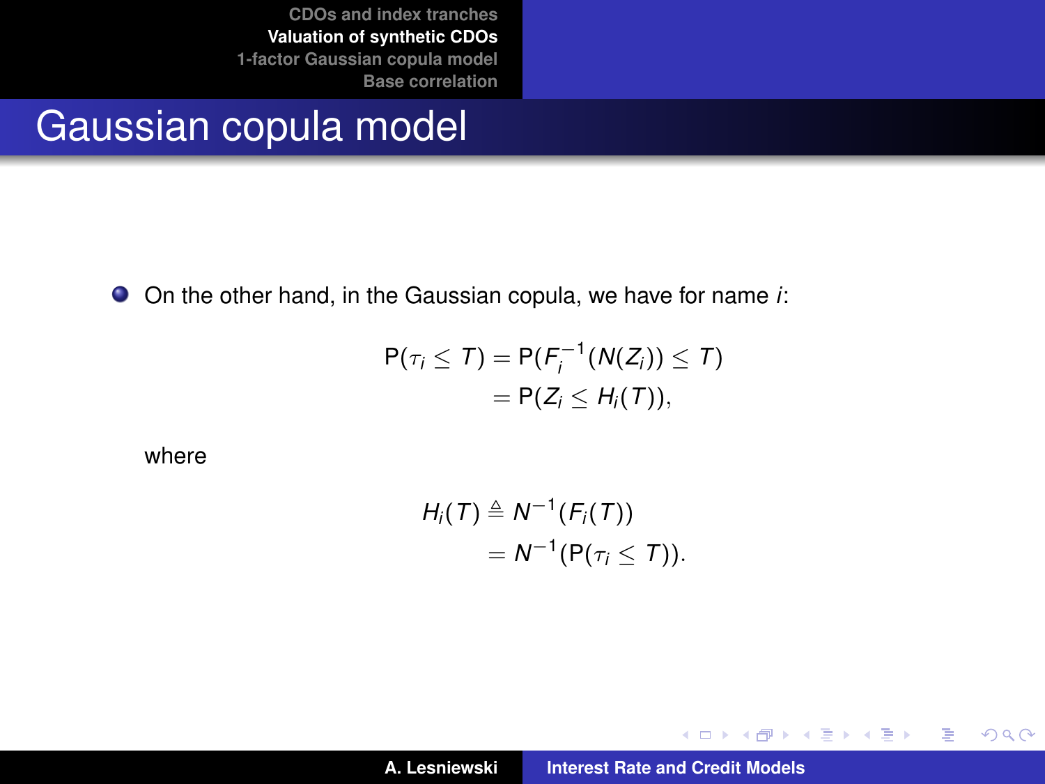# Gaussian copula model

- On the other hand, in the Gaussian copula, we have for name $i$:

$$
\begin{aligned}
\mathsf{P}(\tau_i \leq T) &= \mathsf{P}(F_i^{-1}(N(Z_i)) \leq T) \\
&= \mathsf{P}(Z_i \leq H_i(T)),
\end{aligned}
$$

where

$$
\begin{aligned}
H_i(T) &\triangleq N^{-1}(F_i(T)) \\
&= N^{-1}(\mathsf{P}(\tau_i \leq T)).
\end{aligned}
$$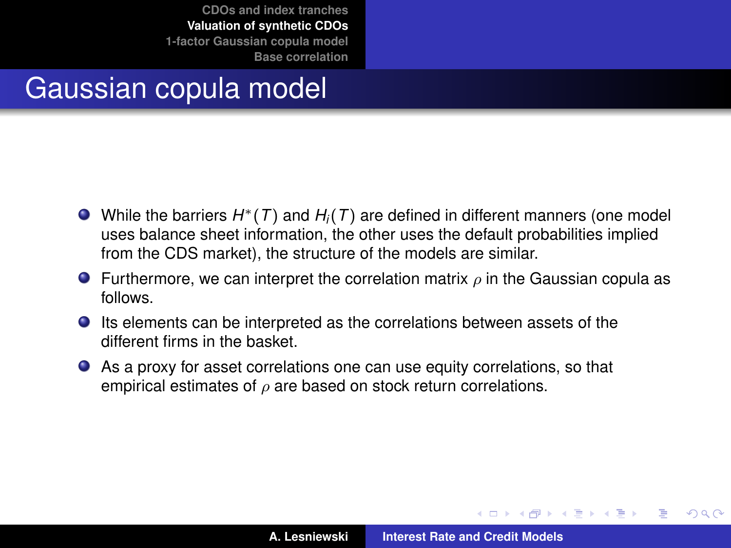# Gaussian copula model

- While the barriers $H^*(T)$ and $H_i(T)$ are defined in different manners (one model uses balance sheet information, the other uses the default probabilities implied from the CDS market), the structure of the models are similar.
- Furthermore, we can interpret the correlation matrix $\rho$ in the Gaussian copula as follows.
- Its elements can be interpreted as the correlations between assets of the different firms in the basket.
- As a proxy for asset correlations one can use equity correlations, so that empirical estimates of $\rho$ are based on stock return correlations.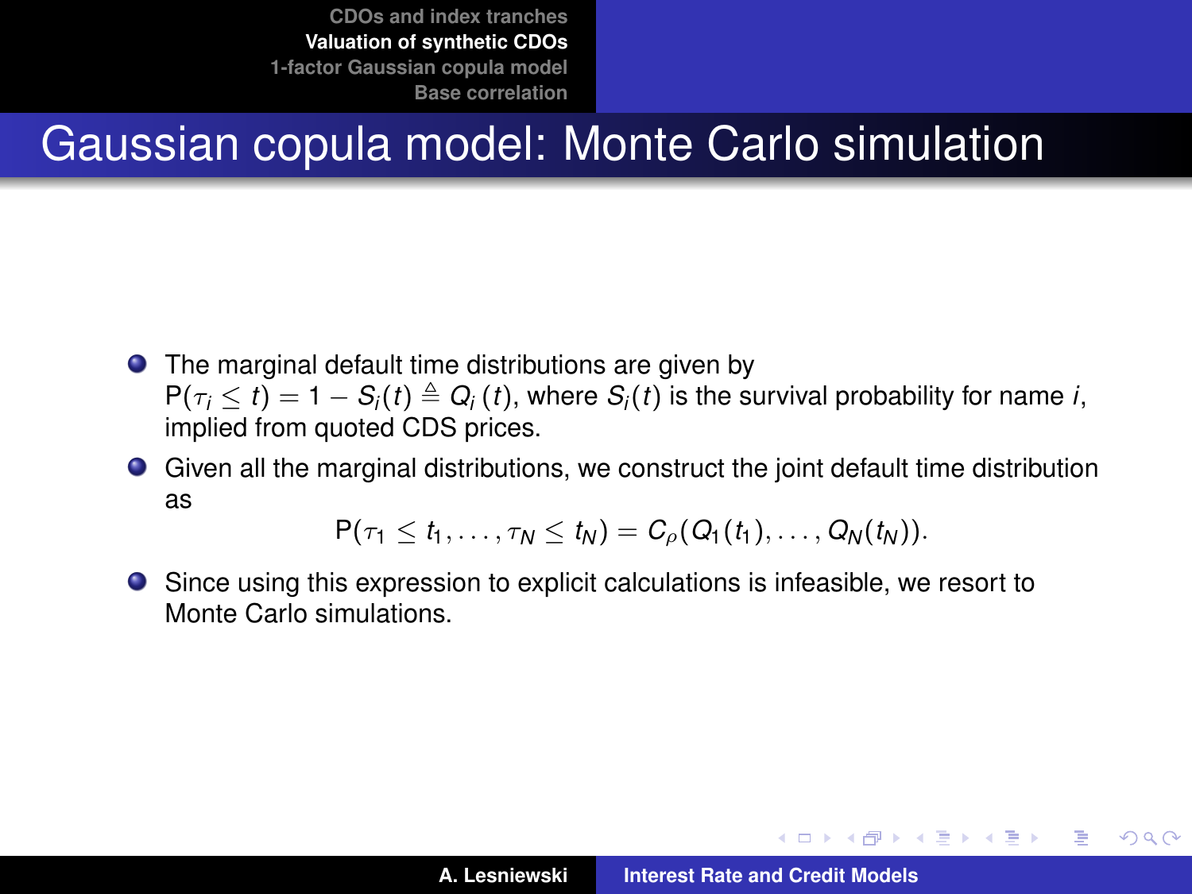# Gaussian copula model: Monte Carlo simulation

- The marginal default time distributions are given by $\mathrm{P}(\tau_i \leq t) = 1 - S_i(t) \triangleq Q_i(t)$, where $S_i(t)$ is the survival probability for name $i$, implied from quoted CDS prices.
- Given all the marginal distributions, we construct the joint default time distribution as

$$\mathrm{P}(\tau_1 \leq t_1, \ldots, \tau_N \leq t_N) = C_\rho(Q_1(t_1), \ldots, Q_N(t_N)).$$

- Since using this expression to explicit calculations is infeasible, we resort to Monte Carlo simulations.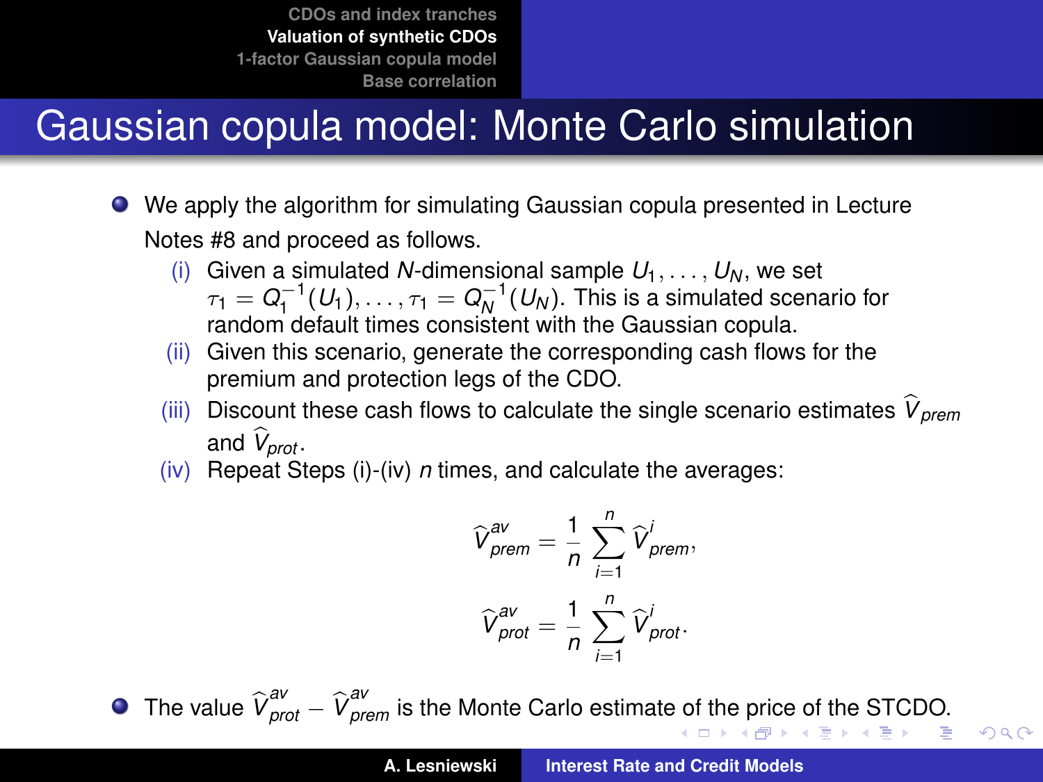# Gaussian copula model: Monte Carlo simulation

- We apply the algorithm for simulating Gaussian copula presented in Lecture Notes #8 and proceed as follows.
  - (i) Given a simulated $N$-dimensional sample $U_1, \ldots, U_N$, we set $\tau_1 = Q_1^{-1}(U_1), \ldots, \tau_1 = Q_N^{-1}(U_N)$. This is a simulated scenario for random default times consistent with the Gaussian copula.
  - (ii) Given this scenario, generate the corresponding cash flows for the premium and protection legs of the CDO.
  - (iii) Discount these cash flows to calculate the single scenario estimates $\widehat{V}_{prem}$ and $\widehat{V}_{prot}$.
  - (iv) Repeat Steps (i)-(iv) $n$ times, and calculate the averages:

$$\widehat{V}^{av}_{prem} = \frac{1}{n} \sum_{i=1}^{n} \widehat{V}^{i}_{prem},$$

$$\widehat{V}^{av}_{prot} = \frac{1}{n} \sum_{i=1}^{n} \widehat{V}^{i}_{prot}.$$

- The value $\widehat{V}^{av}_{prot} - \widehat{V}^{av}_{prem}$ is the Monte Carlo estimate of the price of the STCDO.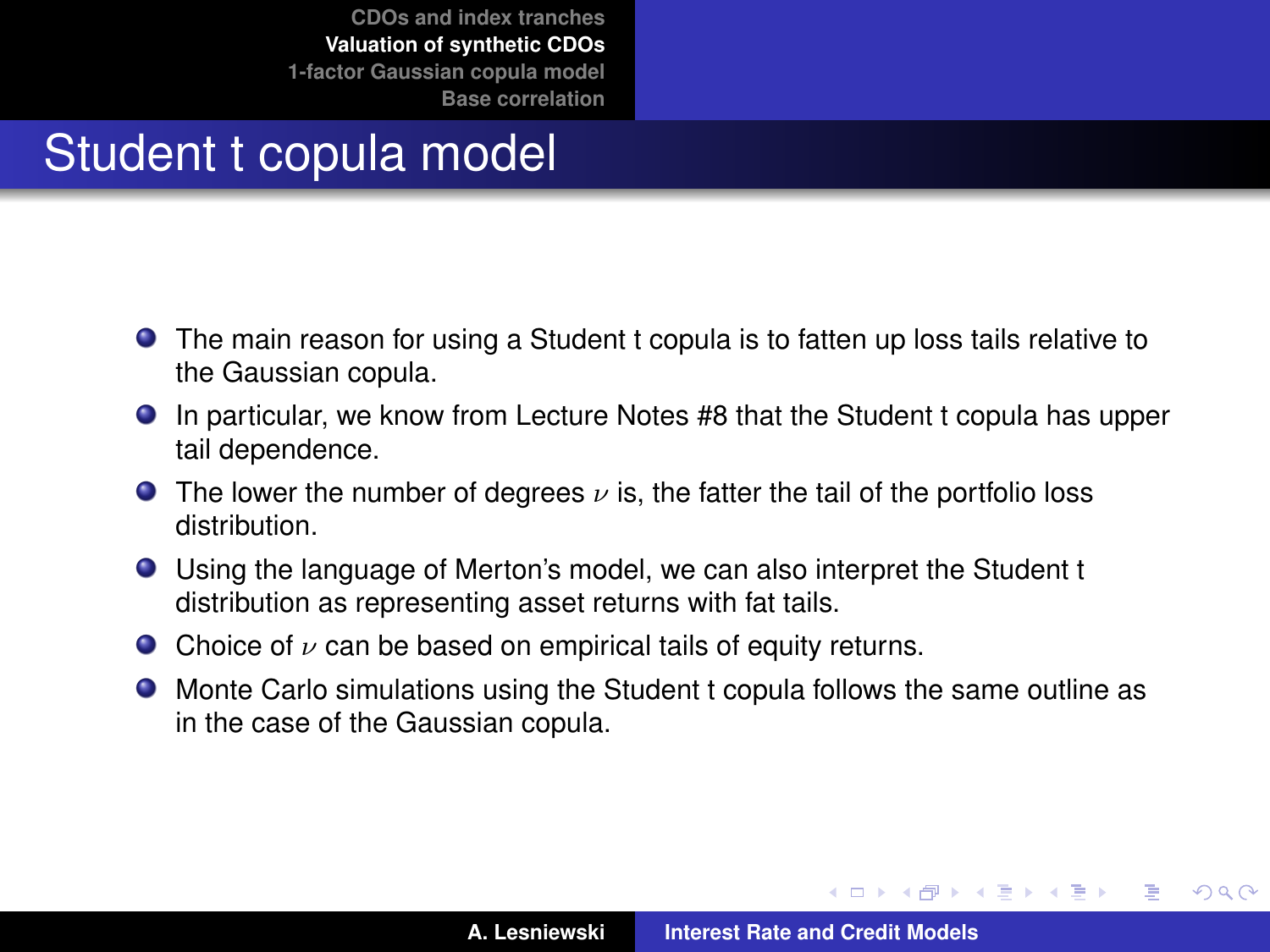# Student t copula model

- The main reason for using a Student t copula is to fatten up loss tails relative to the Gaussian copula.
- In particular, we know from Lecture Notes #8 that the Student t copula has upper tail dependence.
- The lower the number of degrees $\nu$ is, the fatter the tail of the portfolio loss distribution.
- Using the language of Merton's model, we can also interpret the Student t distribution as representing asset returns with fat tails.
- Choice of $\nu$ can be based on empirical tails of equity returns.
- Monte Carlo simulations using the Student t copula follows the same outline as in the case of the Gaussian copula.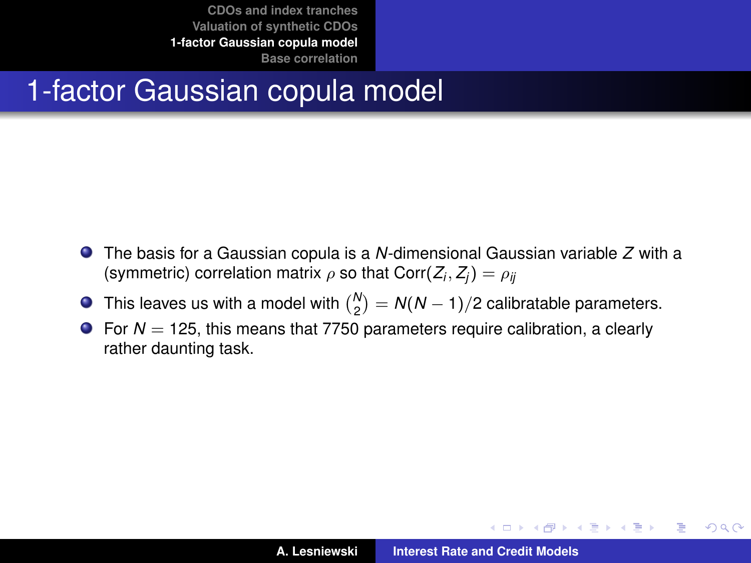# 1-factor Gaussian copula model

- The basis for a Gaussian copula is a $N$-dimensional Gaussian variable $Z$ with a (symmetric) correlation matrix $\rho$ so that $\mathrm{Corr}(Z_i, Z_j) = \rho_{ij}$
- This leaves us with a model with $\binom{N}{2} = N(N-1)/2$ calibratable parameters.
- For $N = 125$, this means that 7750 parameters require calibration, a clearly rather daunting task.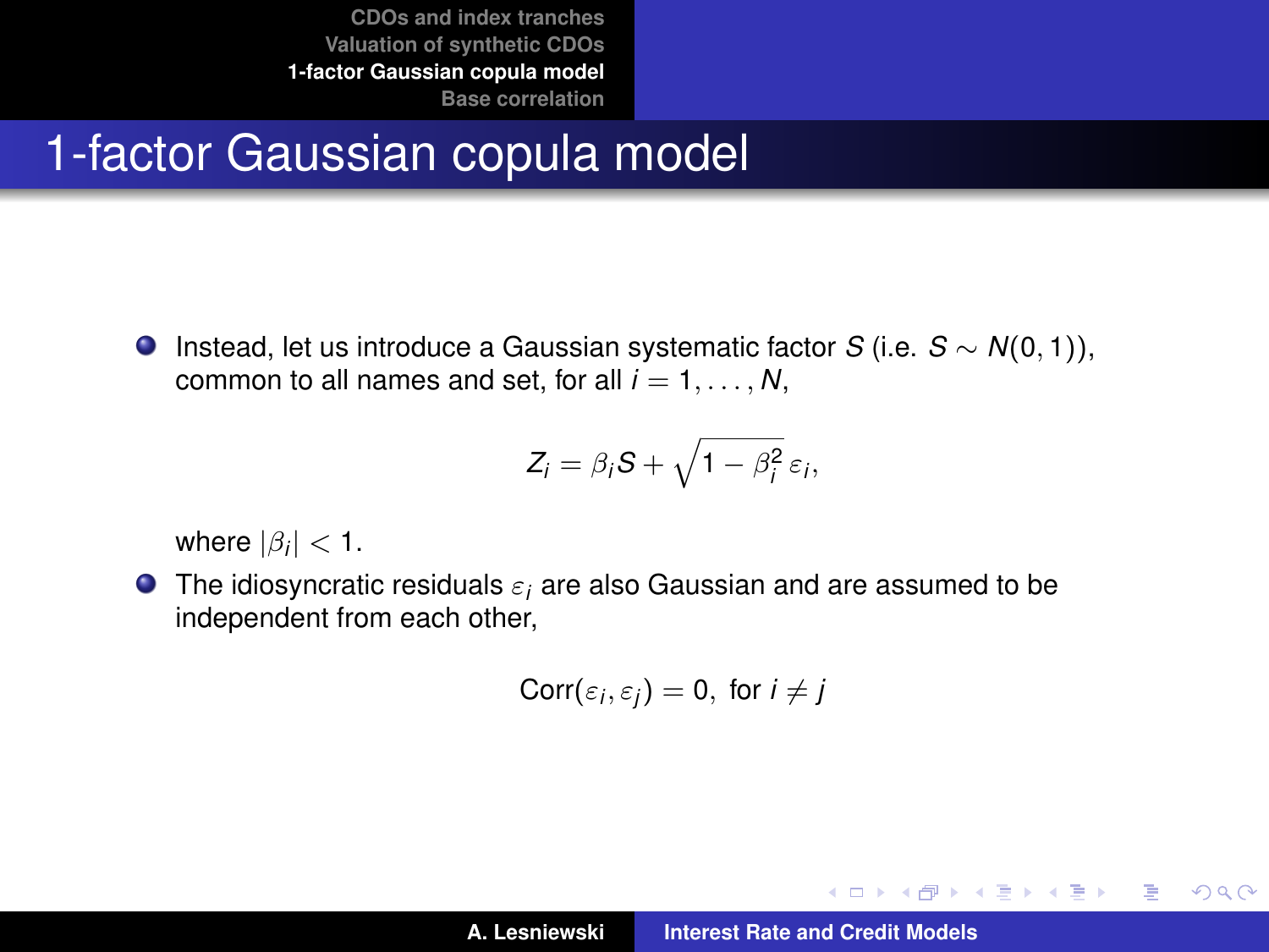# 1-factor Gaussian copula model

- Instead, let us introduce a Gaussian systematic factor $S$ (i.e. $S \sim N(0, 1)$), common to all names and set, for all $i = 1, \ldots, N$,

$$Z_i = \beta_i S + \sqrt{1 - \beta_i^2}\, \varepsilon_i,$$

  where $|\beta_i| < 1$.

- The idiosyncratic residuals $\varepsilon_i$ are also Gaussian and are assumed to be independent from each other,

$$\text{Corr}(\varepsilon_i, \varepsilon_j) = 0, \text{ for } i \neq j$$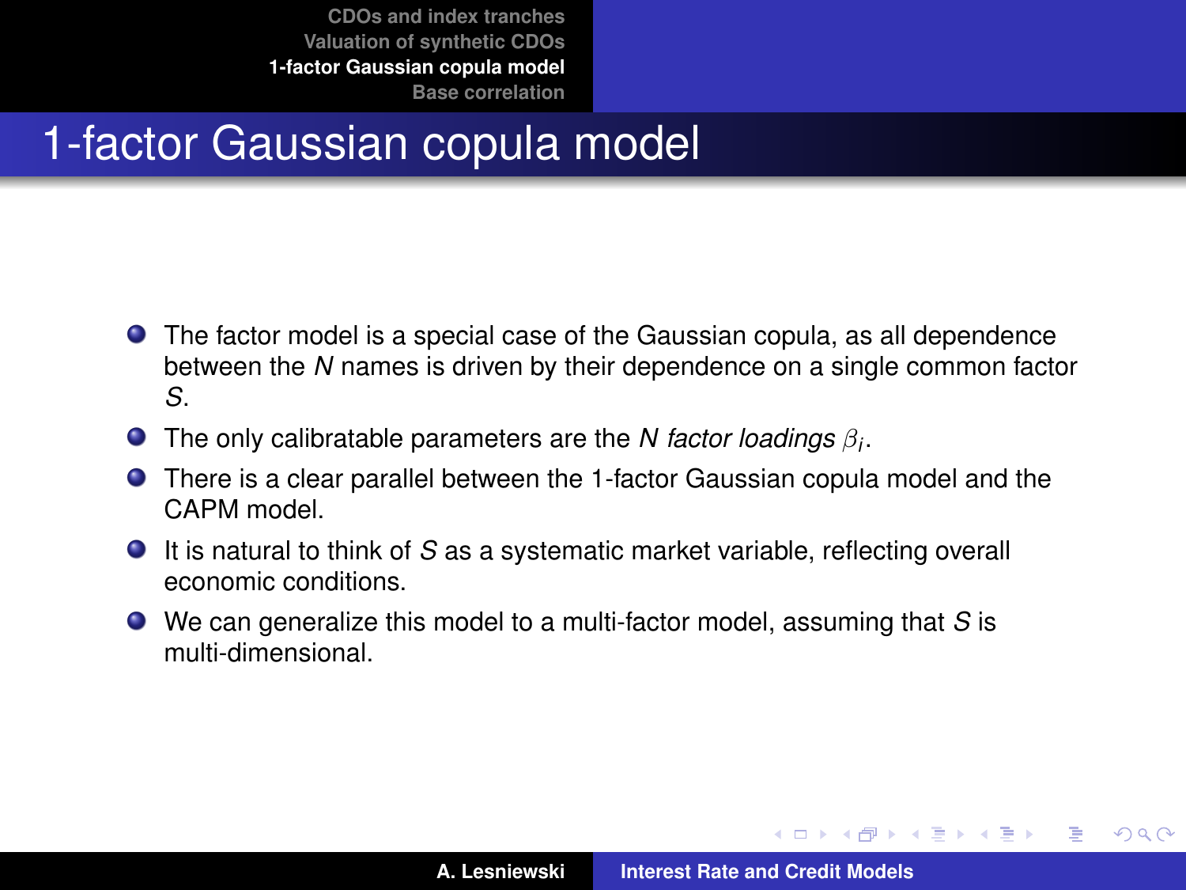# 1-factor Gaussian copula model

- The factor model is a special case of the Gaussian copula, as all dependence between the $N$ names is driven by their dependence on a single common factor $S$.
- The only calibratable parameters are the $N$ *factor loadings* $\beta_i$.
- There is a clear parallel between the 1-factor Gaussian copula model and the CAPM model.
- It is natural to think of $S$ as a systematic market variable, reflecting overall economic conditions.
- We can generalize this model to a multi-factor model, assuming that $S$ is multi-dimensional.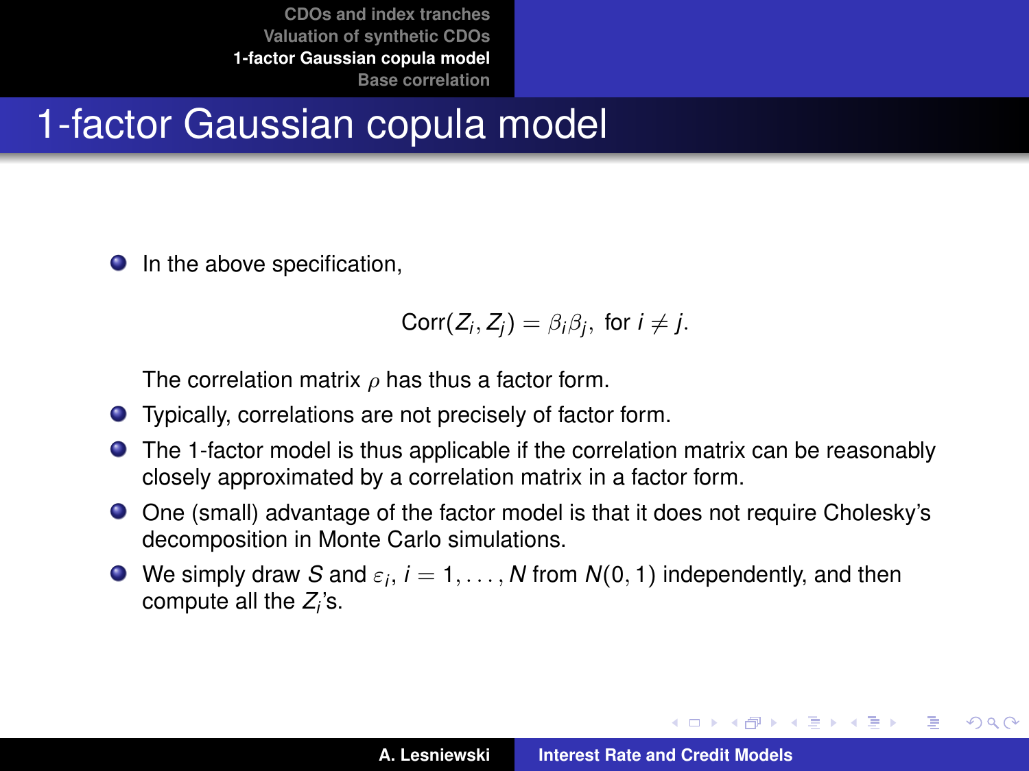# 1-factor Gaussian copula model

- In the above specification,

$$\mathrm{Corr}(Z_i, Z_j) = \beta_i \beta_j, \text{ for } i \neq j.$$

  The correlation matrix $\rho$ has thus a factor form.
- Typically, correlations are not precisely of factor form.
- The 1-factor model is thus applicable if the correlation matrix can be reasonably closely approximated by a correlation matrix in a factor form.
- One (small) advantage of the factor model is that it does not require Cholesky's decomposition in Monte Carlo simulations.
- We simply draw $S$ and $\varepsilon_i$, $i = 1, \ldots, N$ from $N(0, 1)$ independently, and then compute all the $Z_i$'s.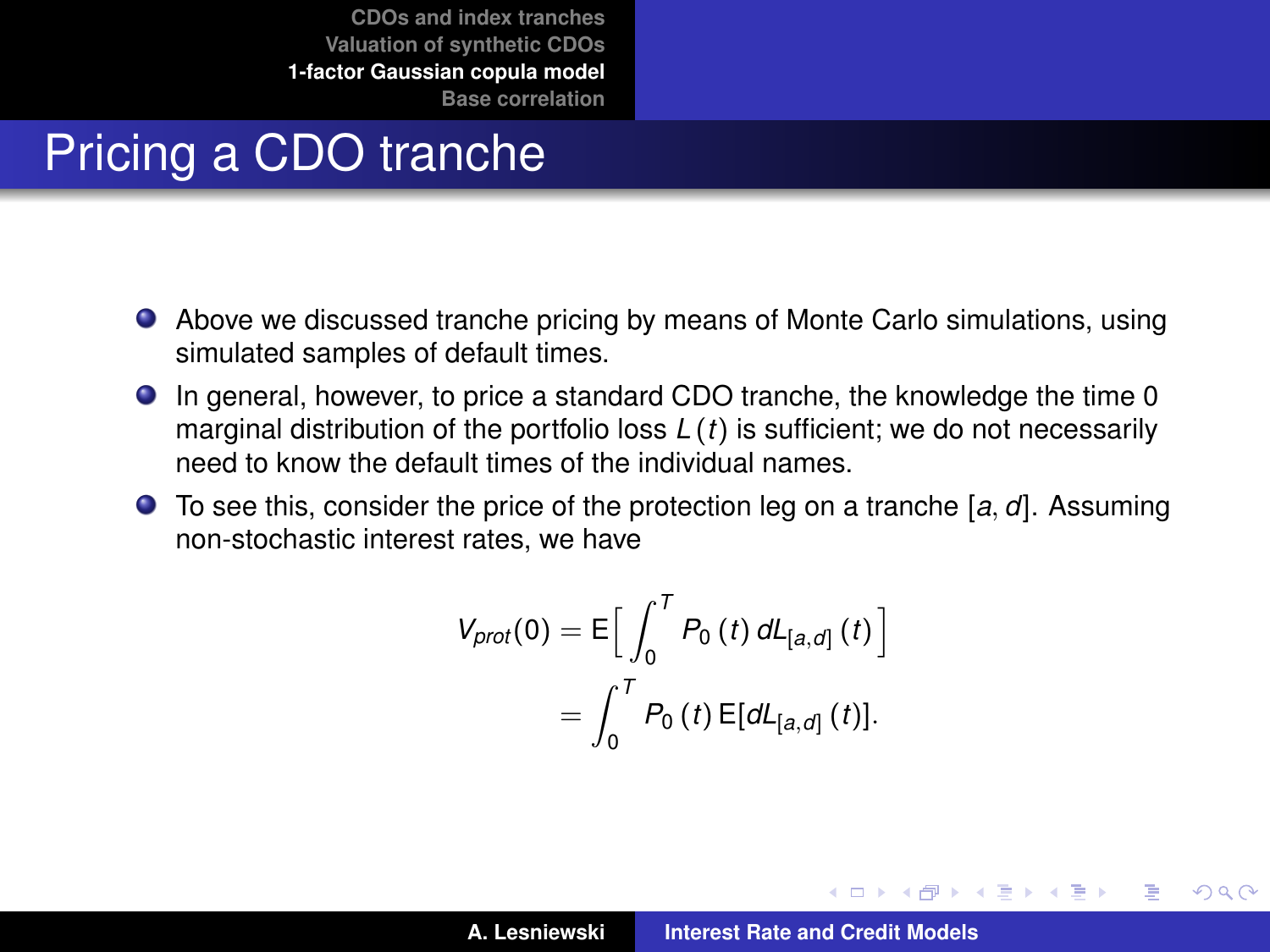# Pricing a CDO tranche

- Above we discussed tranche pricing by means of Monte Carlo simulations, using simulated samples of default times.
- In general, however, to price a standard CDO tranche, the knowledge the time 0 marginal distribution of the portfolio loss $L(t)$ is sufficient; we do not necessarily need to know the default times of the individual names.
- To see this, consider the price of the protection leg on a tranche $[a, d]$. Assuming non-stochastic interest rates, we have

$$
\begin{aligned}
V_{prot}(0) &= \mathrm{E}\Big[\int_0^T P_0(t)\, dL_{[a,d]}(t)\Big] \\
&= \int_0^T P_0(t)\, \mathrm{E}[dL_{[a,d]}(t)].
\end{aligned}
$$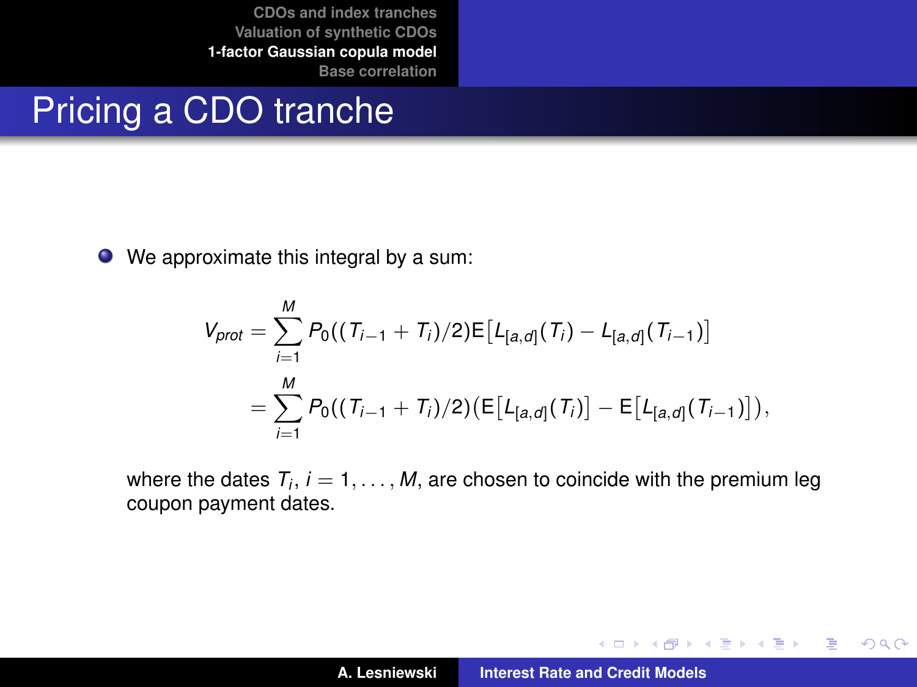# Pricing a CDO tranche

- We approximate this integral by a sum:

$$
\begin{aligned}
V_{prot} &= \sum_{i=1}^{M} P_0((T_{i-1} + T_i)/2) \mathsf{E}\big[L_{[a,d]}(T_i) - L_{[a,d]}(T_{i-1})\big] \\
&= \sum_{i=1}^{M} P_0((T_{i-1} + T_i)/2) \big(\mathsf{E}\big[L_{[a,d]}(T_i)\big] - \mathsf{E}\big[L_{[a,d]}(T_{i-1})\big]\big),
\end{aligned}
$$

where the dates $T_i$, $i = 1, \ldots, M$, are chosen to coincide with the premium leg coupon payment dates.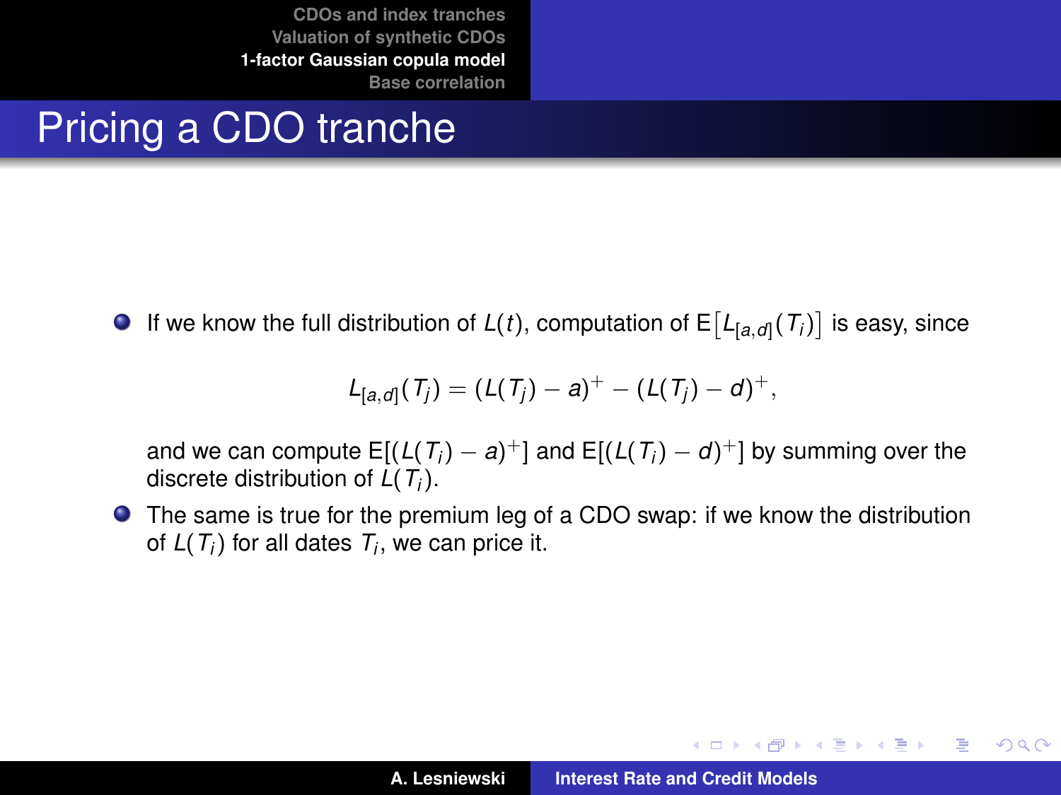# Pricing a CDO tranche

- If we know the full distribution of $L(t)$, computation of $\mathrm{E}\left[L_{[a,d]}(T_i)\right]$ is easy, since

$$L_{[a,d]}(T_j) = (L(T_j) - a)^+ - (L(T_j) - d)^+,$$

  and we can compute $\mathrm{E}[(L(T_i) - a)^+]$ and $\mathrm{E}[(L(T_i) - d)^+]$ by summing over the discrete distribution of $L(T_i)$.

- The same is true for the premium leg of a CDO swap: if we know the distribution of $L(T_i)$ for all dates $T_i$, we can price it.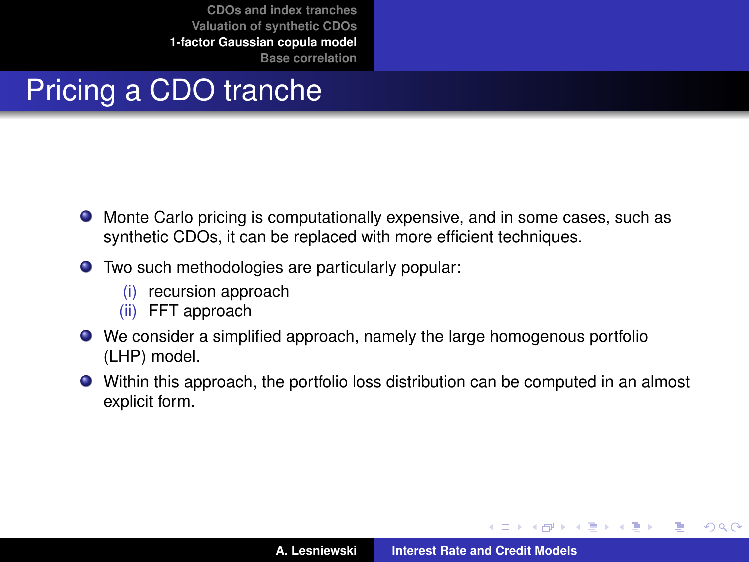# Pricing a CDO tranche

- Monte Carlo pricing is computationally expensive, and in some cases, such as synthetic CDOs, it can be replaced with more efficient techniques.
- Two such methodologies are particularly popular:
  - (i) recursion approach
  - (ii) FFT approach
- We consider a simplified approach, namely the large homogenous portfolio (LHP) model.
- Within this approach, the portfolio loss distribution can be computed in an almost explicit form.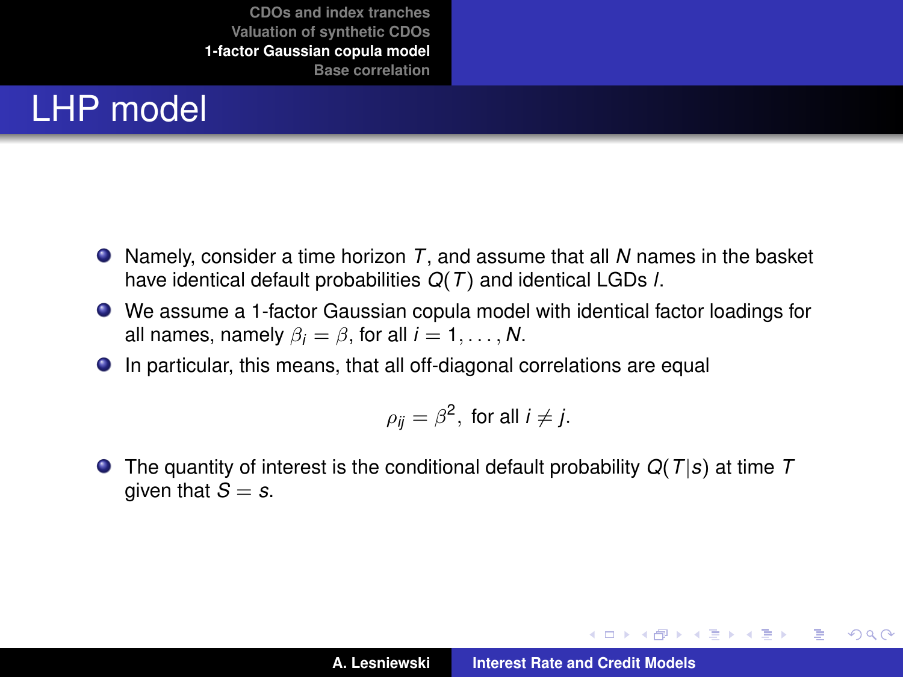# LHP model

- Namely, consider a time horizon $T$, and assume that all $N$ names in the basket have identical default probabilities $Q(T)$ and identical LGDs $l$.
- We assume a 1-factor Gaussian copula model with identical factor loadings for all names, namely $\beta_i = \beta$, for all $i = 1, \ldots, N$.
- In particular, this means, that all off-diagonal correlations are equal

$$\rho_{ij} = \beta^2, \text{ for all } i \neq j.$$

- The quantity of interest is the conditional default probability $Q(T|s)$ at time $T$ given that $S = s$.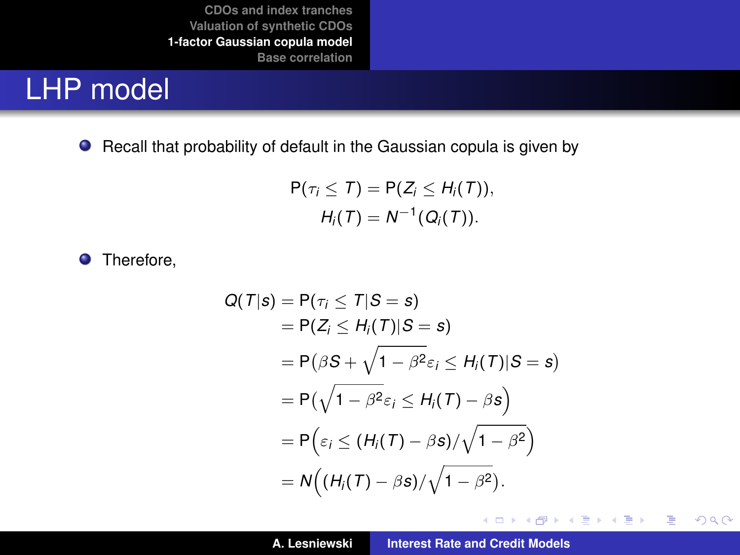# LHP model

- Recall that probability of default in the Gaussian copula is given by

$$\begin{aligned} \mathsf{P}(\tau_i \le T) &= \mathsf{P}(Z_i \le H_i(T)), \\ H_i(T) &= N^{-1}(Q_i(T)). \end{aligned}$$

- Therefore,

$$\begin{aligned} Q(T|s) &= \mathsf{P}(\tau_i \le T | S = s) \\ &= \mathsf{P}(Z_i \le H_i(T) | S = s) \\ &= \mathsf{P}\big(\beta S + \sqrt{1-\beta^2}\varepsilon_i \le H_i(T) | S = s\big) \\ &= \mathsf{P}\big(\sqrt{1-\beta^2}\varepsilon_i \le H_i(T) - \beta s\big) \\ &= \mathsf{P}\Big(\varepsilon_i \le (H_i(T) - \beta s)/\sqrt{1-\beta^2}\Big) \\ &= N\Big((H_i(T) - \beta s)/\sqrt{1-\beta^2}\Big). \end{aligned}$$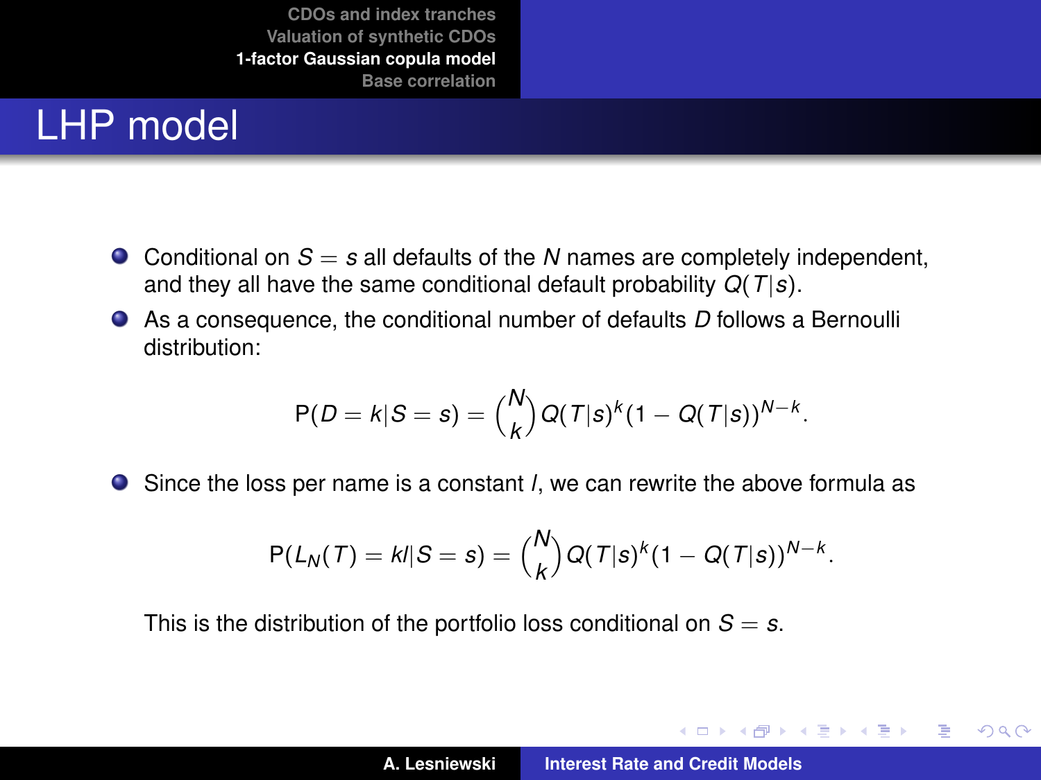# LHP model

- Conditional on $S = s$ all defaults of the $N$ names are completely independent, and they all have the same conditional default probability $Q(T|s)$.
- As a consequence, the conditional number of defaults $D$ follows a Bernoulli distribution:

$$\mathrm{P}(D = k|S = s) = \binom{N}{k} Q(T|s)^k (1 - Q(T|s))^{N-k}.$$

- Since the loss per name is a constant $l$, we can rewrite the above formula as

$$\mathrm{P}(L_N(T) = kl|S = s) = \binom{N}{k} Q(T|s)^k (1 - Q(T|s))^{N-k}.$$

  This is the distribution of the portfolio loss conditional on $S = s$.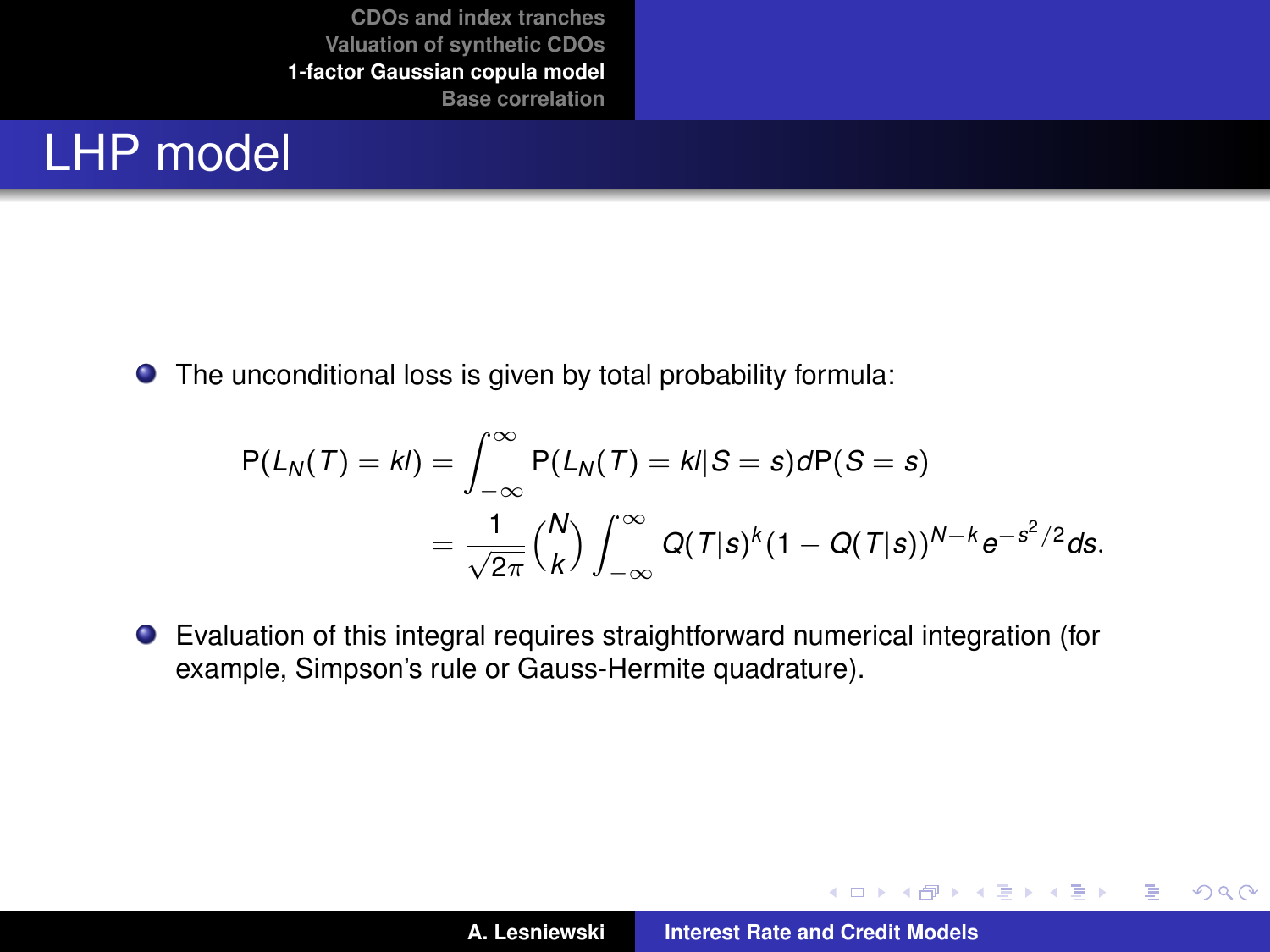# LHP model

- The unconditional loss is given by total probability formula:

$$
\begin{aligned}
\mathrm{P}(L_N(T) = kl) &= \int_{-\infty}^{\infty} \mathrm{P}(L_N(T) = kl | S = s) d\mathrm{P}(S = s) \\
&= \frac{1}{\sqrt{2\pi}} \binom{N}{k} \int_{-\infty}^{\infty} Q(T|s)^k (1 - Q(T|s))^{N-k} e^{-s^2/2} ds.
\end{aligned}
$$

- Evaluation of this integral requires straightforward numerical integration (for example, Simpson's rule or Gauss-Hermite quadrature).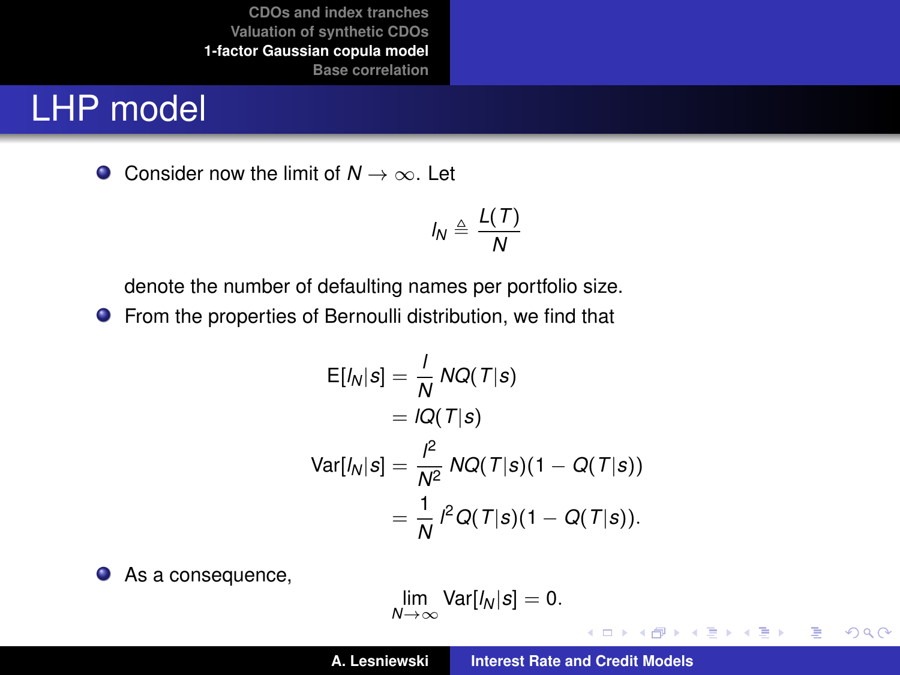# LHP model

- Consider now the limit of $N \to \infty$. Let

$$l_N \triangleq \frac{L(T)}{N}$$

denote the number of defaulting names per portfolio size.

- From the properties of Bernoulli distribution, we find that

$$\begin{aligned}
\mathrm{E}[l_N|s] &= \frac{l}{N} NQ(T|s) \\
&= lQ(T|s) \\
\mathrm{Var}[l_N|s] &= \frac{l^2}{N^2} NQ(T|s)(1 - Q(T|s)) \\
&= \frac{1}{N} l^2 Q(T|s)(1 - Q(T|s)).
\end{aligned}$$

- As a consequence,

$$\lim_{N \to \infty} \mathrm{Var}[l_N|s] = 0.$$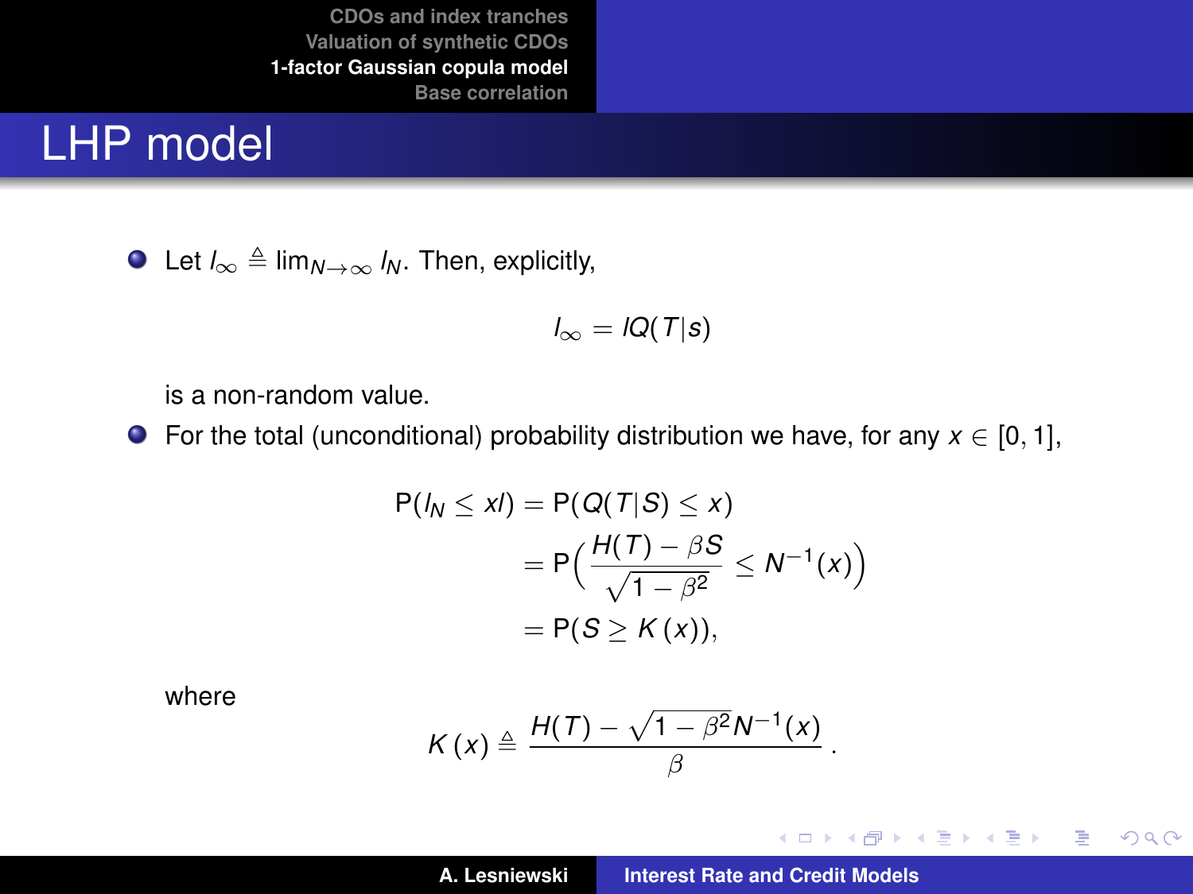# LHP model

- Let $l_\infty \triangleq \lim_{N\to\infty} l_N$. Then, explicitly,

$$l_\infty = lQ(T|s)$$

is a non-random value.

- For the total (unconditional) probability distribution we have, for any $x \in [0, 1]$,

$$\begin{aligned}
\mathrm{P}(l_N \leq xl) &= \mathrm{P}(Q(T|S) \leq x) \\
&= \mathrm{P}\Big(\frac{H(T) - \beta S}{\sqrt{1-\beta^2}} \leq N^{-1}(x)\Big) \\
&= \mathrm{P}(S \geq K(x)),
\end{aligned}$$

where

$$K(x) \triangleq \frac{H(T) - \sqrt{1-\beta^2} N^{-1}(x)}{\beta}.$$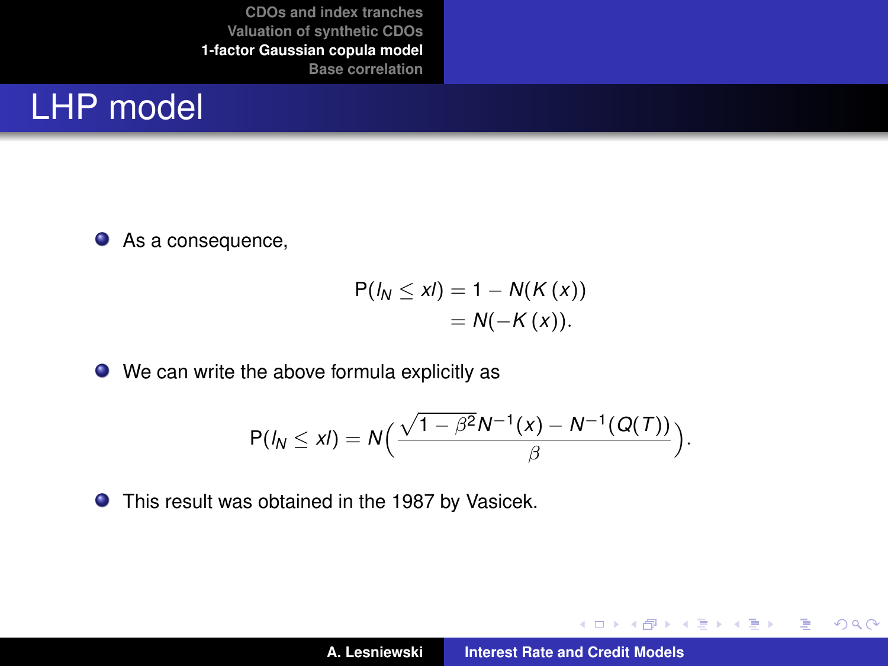# LHP model

- As a consequence,

$$
\begin{aligned}
\mathsf{P}(I_N \leq xI) &= 1 - N(K(x)) \\
&= N(-K(x)).
\end{aligned}
$$

- We can write the above formula explicitly as

$$
\mathsf{P}(I_N \leq xI) = N\Big(\frac{\sqrt{1-\beta^2}N^{-1}(x) - N^{-1}(Q(T))}{\beta}\Big).
$$

- This result was obtained in the 1987 by Vasicek.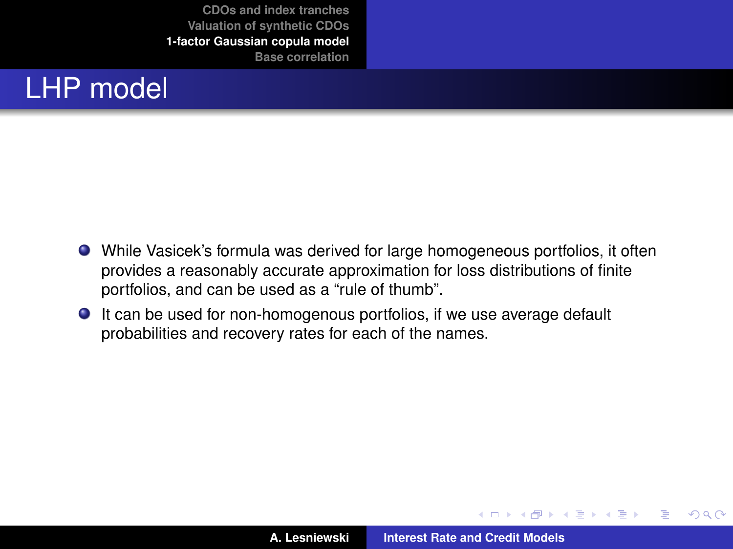# LHP model

- While Vasicek's formula was derived for large homogeneous portfolios, it often provides a reasonably accurate approximation for loss distributions of finite portfolios, and can be used as a "rule of thumb".
- It can be used for non-homogenous portfolios, if we use average default probabilities and recovery rates for each of the names.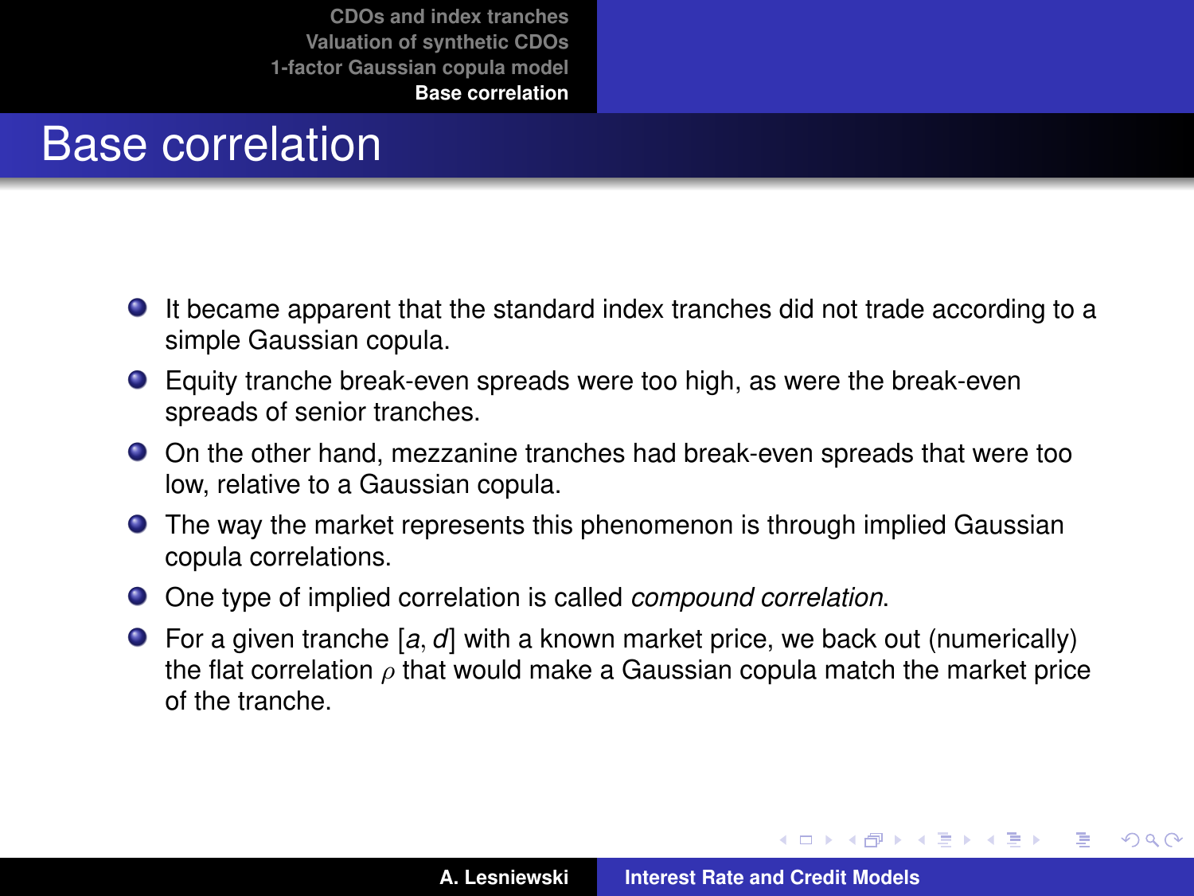# Base correlation

- It became apparent that the standard index tranches did not trade according to a simple Gaussian copula.
- Equity tranche break-even spreads were too high, as were the break-even spreads of senior tranches.
- On the other hand, mezzanine tranches had break-even spreads that were too low, relative to a Gaussian copula.
- The way the market represents this phenomenon is through implied Gaussian copula correlations.
- One type of implied correlation is called *compound correlation*.
- For a given tranche $[a, d]$ with a known market price, we back out (numerically) the flat correlation $\rho$ that would make a Gaussian copula match the market price of the tranche.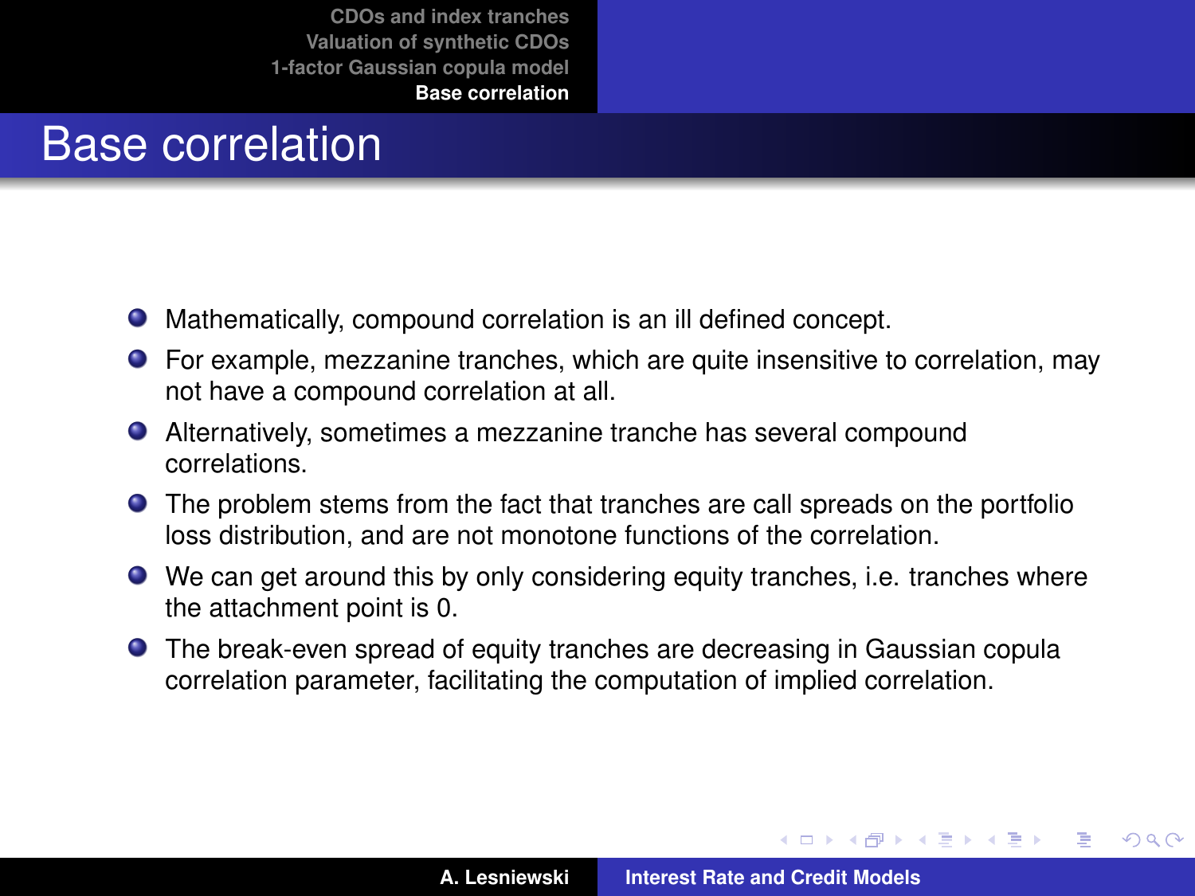# Base correlation

- Mathematically, compound correlation is an ill defined concept.
- For example, mezzanine tranches, which are quite insensitive to correlation, may not have a compound correlation at all.
- Alternatively, sometimes a mezzanine tranche has several compound correlations.
- The problem stems from the fact that tranches are call spreads on the portfolio loss distribution, and are not monotone functions of the correlation.
- We can get around this by only considering equity tranches, i.e. tranches where the attachment point is 0.
- The break-even spread of equity tranches are decreasing in Gaussian copula correlation parameter, facilitating the computation of implied correlation.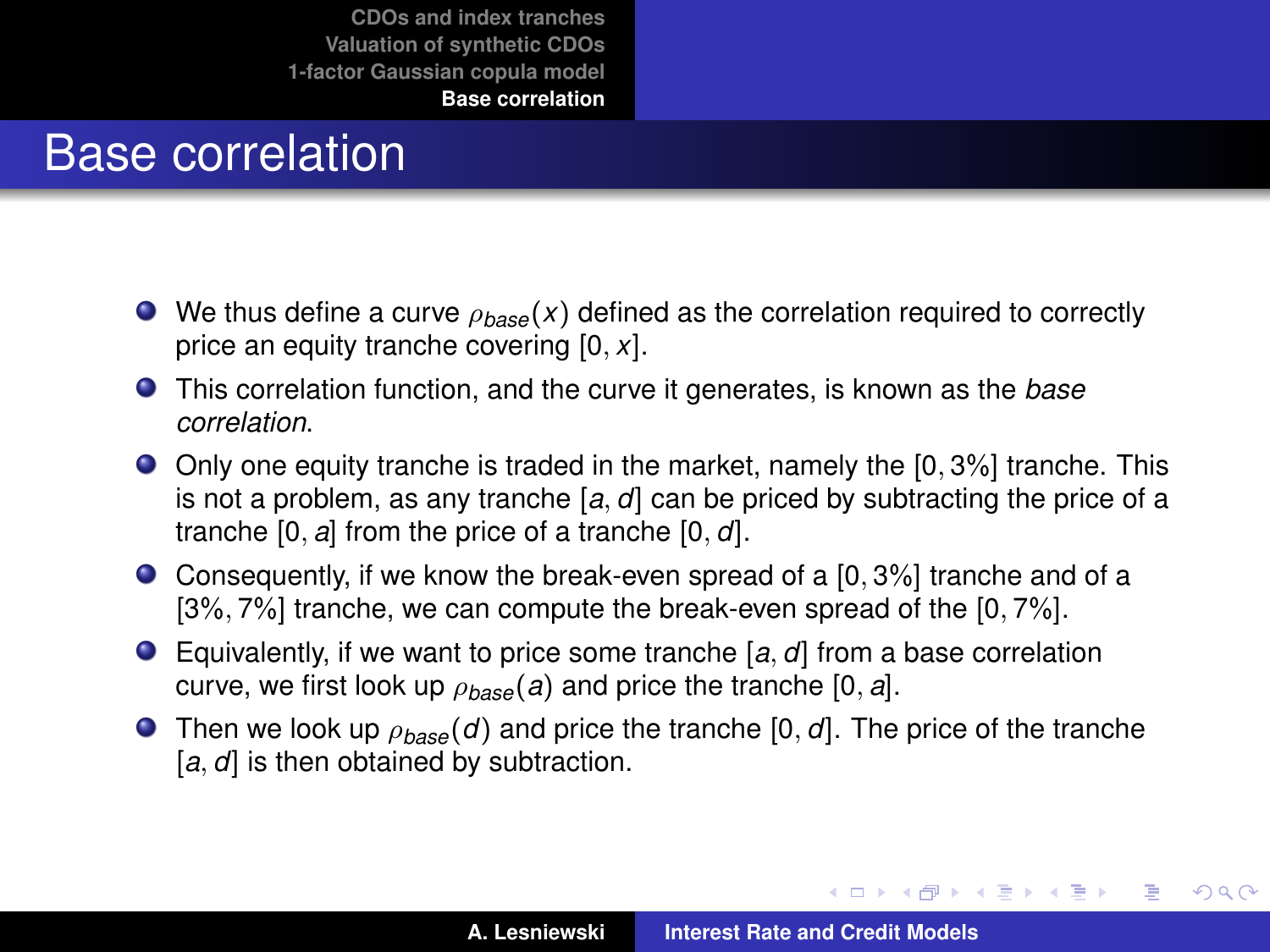# Base correlation

- We thus define a curve $\rho_{base}(x)$ defined as the correlation required to correctly price an equity tranche covering $[0, x]$.
- This correlation function, and the curve it generates, is known as the *base correlation*.
- Only one equity tranche is traded in the market, namely the $[0, 3\%]$ tranche. This is not a problem, as any tranche $[a, d]$ can be priced by subtracting the price of a tranche $[0, a]$ from the price of a tranche $[0, d]$.
- Consequently, if we know the break-even spread of a $[0, 3\%]$ tranche and of a $[3\%, 7\%]$ tranche, we can compute the break-even spread of the $[0, 7\%]$.
- Equivalently, if we want to price some tranche $[a, d]$ from a base correlation curve, we first look up $\rho_{base}(a)$ and price the tranche $[0, a]$.
- Then we look up $\rho_{base}(d)$ and price the tranche $[0, d]$. The price of the tranche $[a, d]$ is then obtained by subtraction.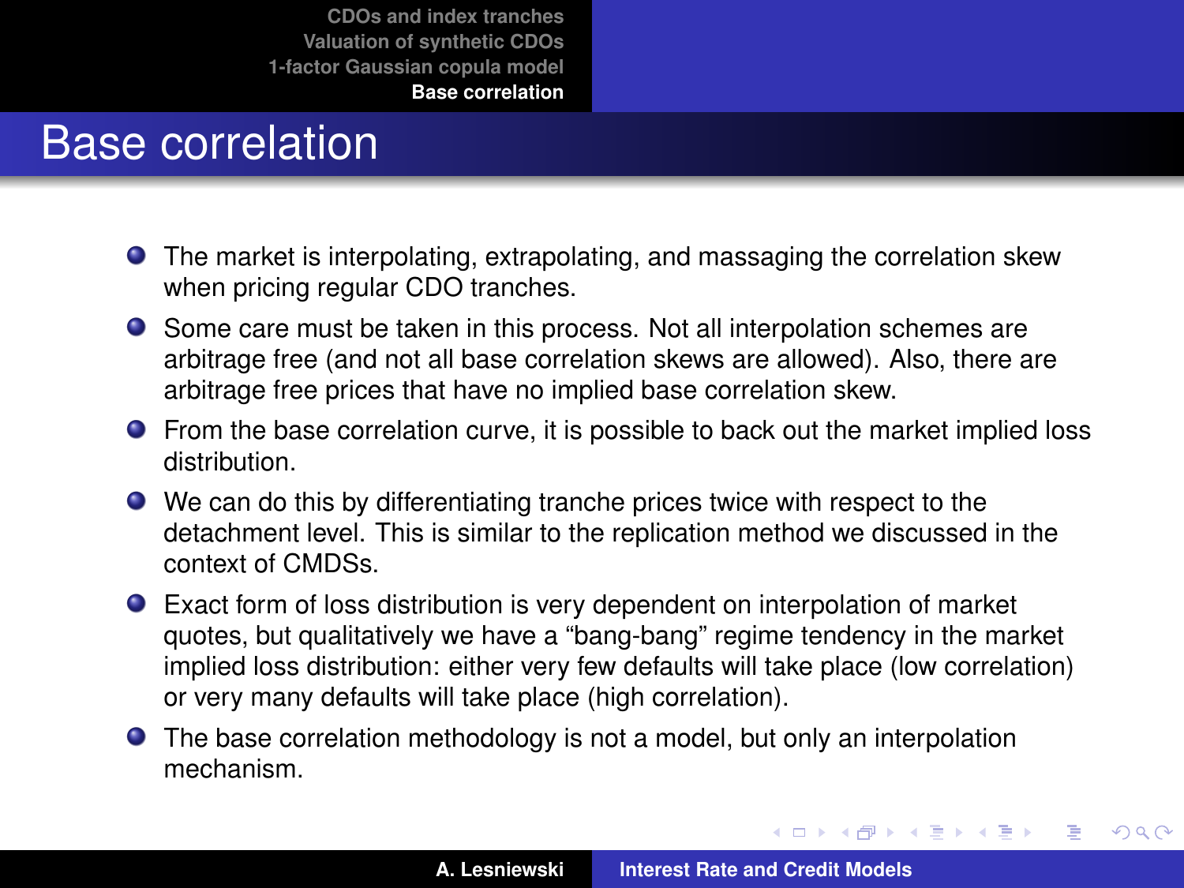# Base correlation

- The market is interpolating, extrapolating, and massaging the correlation skew when pricing regular CDO tranches.
- Some care must be taken in this process. Not all interpolation schemes are arbitrage free (and not all base correlation skews are allowed). Also, there are arbitrage free prices that have no implied base correlation skew.
- From the base correlation curve, it is possible to back out the market implied loss distribution.
- We can do this by differentiating tranche prices twice with respect to the detachment level. This is similar to the replication method we discussed in the context of CMDSs.
- Exact form of loss distribution is very dependent on interpolation of market quotes, but qualitatively we have a "bang-bang" regime tendency in the market implied loss distribution: either very few defaults will take place (low correlation) or very many defaults will take place (high correlation).
- The base correlation methodology is not a model, but only an interpolation mechanism.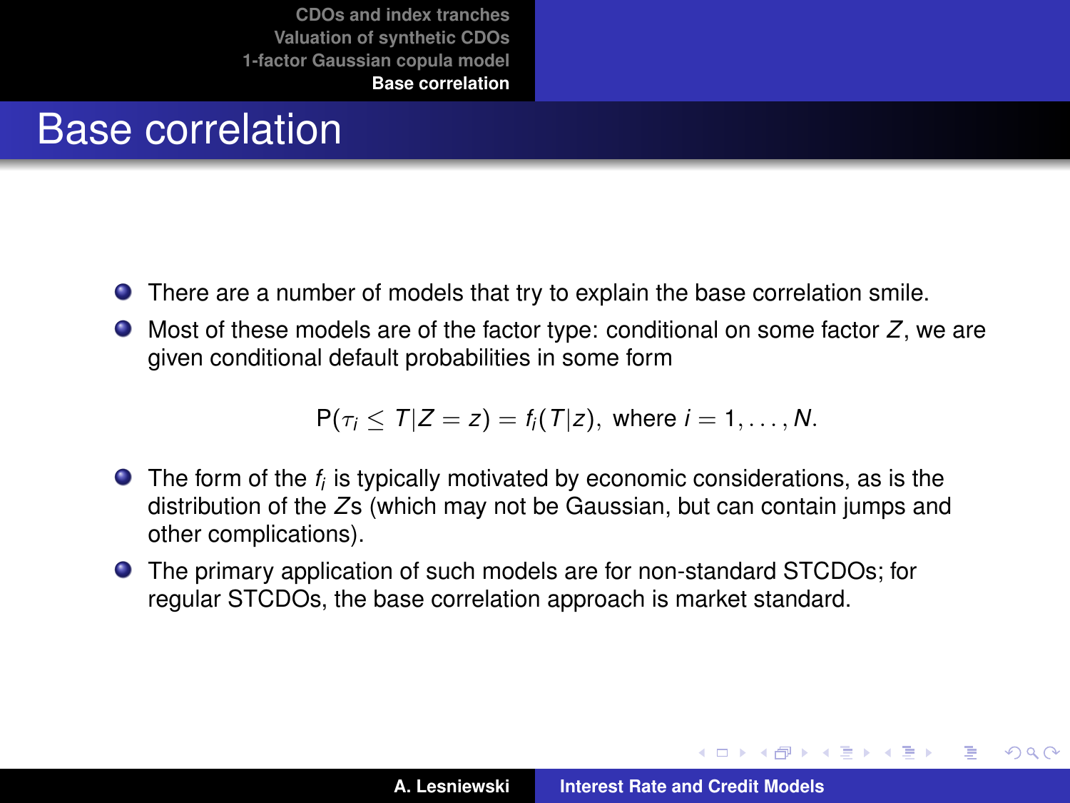# Base correlation

- There are a number of models that try to explain the base correlation smile.
- Most of these models are of the factor type: conditional on some factor $Z$, we are given conditional default probabilities in some form

$$\mathsf{P}(\tau_i \leq T | Z = z) = f_i(T|z), \text{ where } i = 1, \ldots, N.$$

- The form of the $f_i$ is typically motivated by economic considerations, as is the distribution of the $Z$s (which may not be Gaussian, but can contain jumps and other complications).
- The primary application of such models are for non-standard STCDOs; for regular STCDOs, the base correlation approach is market standard.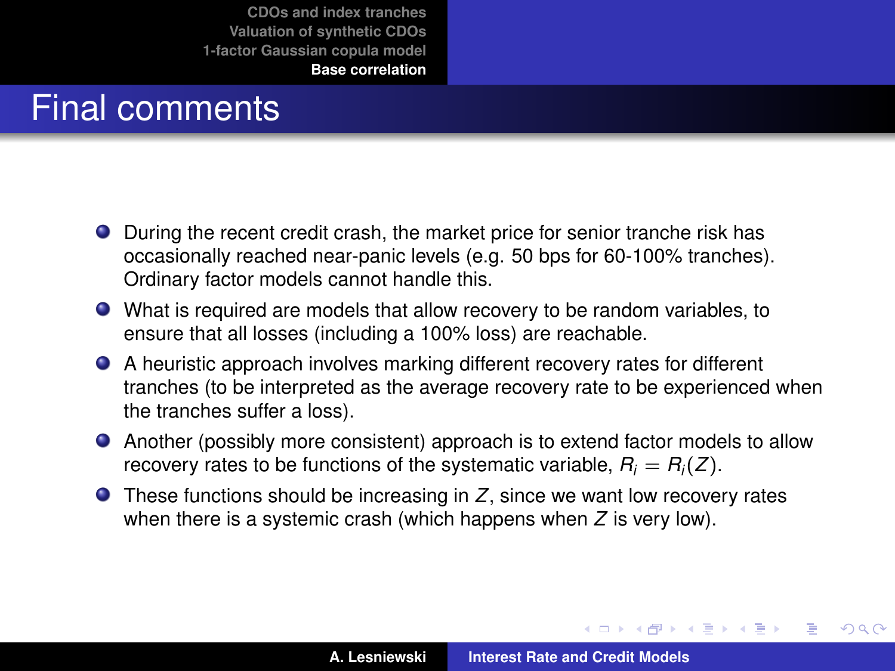# Final comments

- During the recent credit crash, the market price for senior tranche risk has occasionally reached near-panic levels (e.g. 50 bps for 60-100% tranches). Ordinary factor models cannot handle this.
- What is required are models that allow recovery to be random variables, to ensure that all losses (including a 100% loss) are reachable.
- A heuristic approach involves marking different recovery rates for different tranches (to be interpreted as the average recovery rate to be experienced when the tranches suffer a loss).
- Another (possibly more consistent) approach is to extend factor models to allow recovery rates to be functions of the systematic variable, $R_i = R_i(Z)$.
- These functions should be increasing in $Z$, since we want low recovery rates when there is a systemic crash (which happens when $Z$ is very low).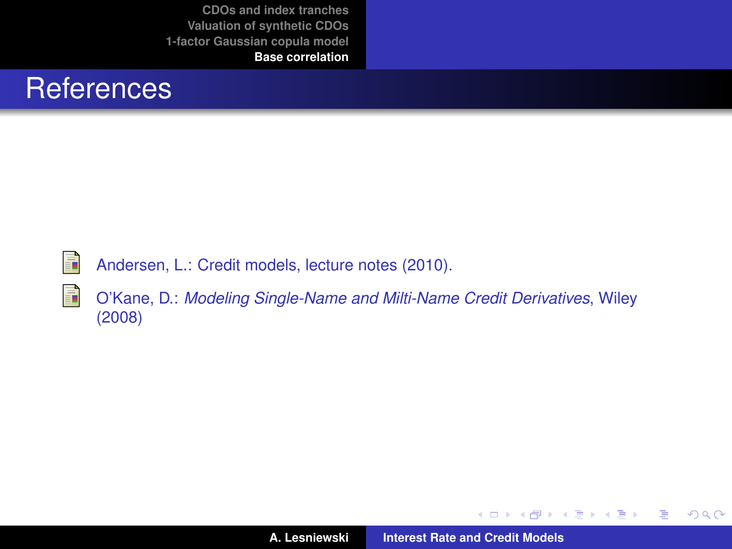# References

- Andersen, L.: Credit models, lecture notes (2010).
- O'Kane, D.: *Modeling Single-Name and Milti-Name Credit Derivatives*, Wiley (2008)